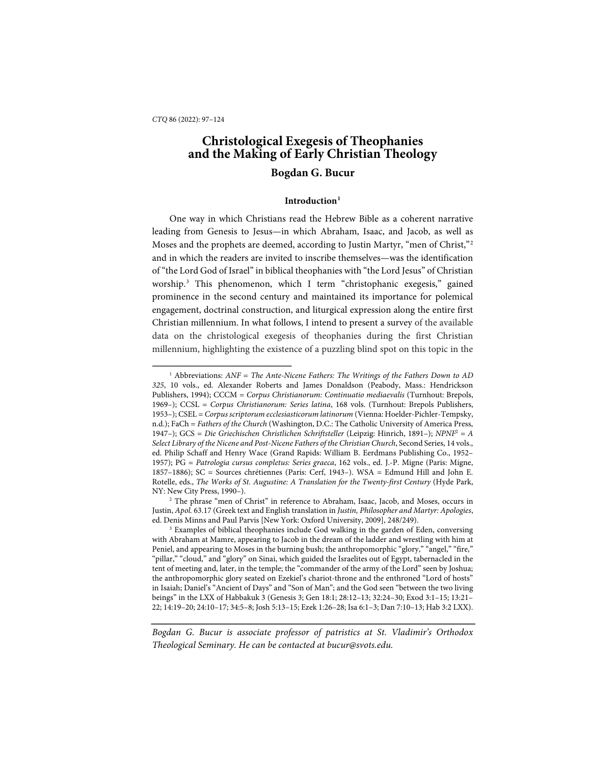# Christological Exegesis of Theophanies and the Making of Early Christian Theology

## Bogdan G. Bucur

### Introduction[1]

One way in which Christians read the Hebrew Bible as a coherent narrative leading from Genesis to Jesus—in which Abraham, Isaac, and Jacob, as well as Moses and the prophets are deemed, according to Justin Martyr, "men of Christ,"[2] and in which the readers are invited to inscribe themselves—was the identification of "the Lord God of Israel" in biblical theophanies with "the Lord Jesus" of Christian worship.[3] This phenomenon, which I term "christophanic exegesis," gained prominence in the second century and maintained its importance for polemical engagement, doctrinal construction, and liturgical expression along the entire first Christian millennium. In what follows, I intend to present a survey of the available data on the christological exegesis of theophanies during the first Christian millennium, highlighting the existence of a puzzling blind spot on this topic in the

---

[1] Abbreviations: *ANF* = *The Ante-Nicene Fathers: The Writings of the Fathers Down to AD 325*, 10 vols., ed. Alexander Roberts and James Donaldson (Peabody, Mass.: Hendrickson Publishers, 1994); CCCM = *Corpus Christianorum: Continuatio mediaevalis* (Turnhout: Brepols, 1969–); CCSL = *Corpus Christianorum: Series latina*, 168 vols. (Turnhout: Brepols Publishers, 1953–); CSEL = *Corpus scriptorum ecclesiasticorum latinorum* (Vienna: Hoelder-Pichler-Tempsky, n.d.); FaCh = *Fathers of the Church* (Washington, D.C.: The Catholic University of America Press, 1947–); GCS = *Die Griechischen Christlichen Schriftsteller* (Leipzig: Hinrich, 1891–); *NPNF*$^2$ = *A Select Library of the Nicene and Post-Nicene Fathers of the Christian Church*, Second Series, 14 vols., ed. Philip Schaff and Henry Wace (Grand Rapids: William B. Eerdmans Publishing Co., 1952–1957); PG = *Patrologia cursus completus: Series graeca*, 162 vols., ed. J.-P. Migne (Paris: Migne, 1857–1886); SC = Sources chrétiennes (Paris: Cerf, 1943–). WSA = Edmund Hill and John E. Rotelle, eds., *The Works of St. Augustine: A Translation for the Twenty-first Century* (Hyde Park, NY: New City Press, 1990–).

[2] The phrase "men of Christ" in reference to Abraham, Isaac, Jacob, and Moses, occurs in Justin, *Apol.* 63.17 (Greek text and English translation in *Justin, Philosopher and Martyr: Apologies*, ed. Denis Minns and Paul Parvis [New York: Oxford University, 2009], 248/249).

[3] Examples of biblical theophanies include God walking in the garden of Eden, conversing with Abraham at Mamre, appearing to Jacob in the dream of the ladder and wrestling with him at Peniel, and appearing to Moses in the burning bush; the anthropomorphic "glory," "angel," "fire," "pillar," "cloud," and "glory" on Sinai, which guided the Israelites out of Egypt, tabernacled in the tent of meeting and, later, in the temple; the "commander of the army of the Lord" seen by Joshua; the anthropomorphic glory seated on Ezekiel's chariot-throne and the enthroned "Lord of hosts" in Isaiah; Daniel's "Ancient of Days" and "Son of Man"; and the God seen "between the two living beings" in the LXX of Habbakuk 3 (Genesis 3; Gen 18:1; 28:12–13; 32:24–30; Exod 3:1–15; 13:21–22; 14:19–20; 24:10–17; 34:5–8; Josh 5:13–15; Ezek 1:26–28; Isa 6:1–3; Dan 7:10–13; Hab 3:2 LXX).

*Bogdan G. Bucur is associate professor of patristics at St. Vladimir's Orthodox Theological Seminary. He can be contacted at bucur@svots.edu.*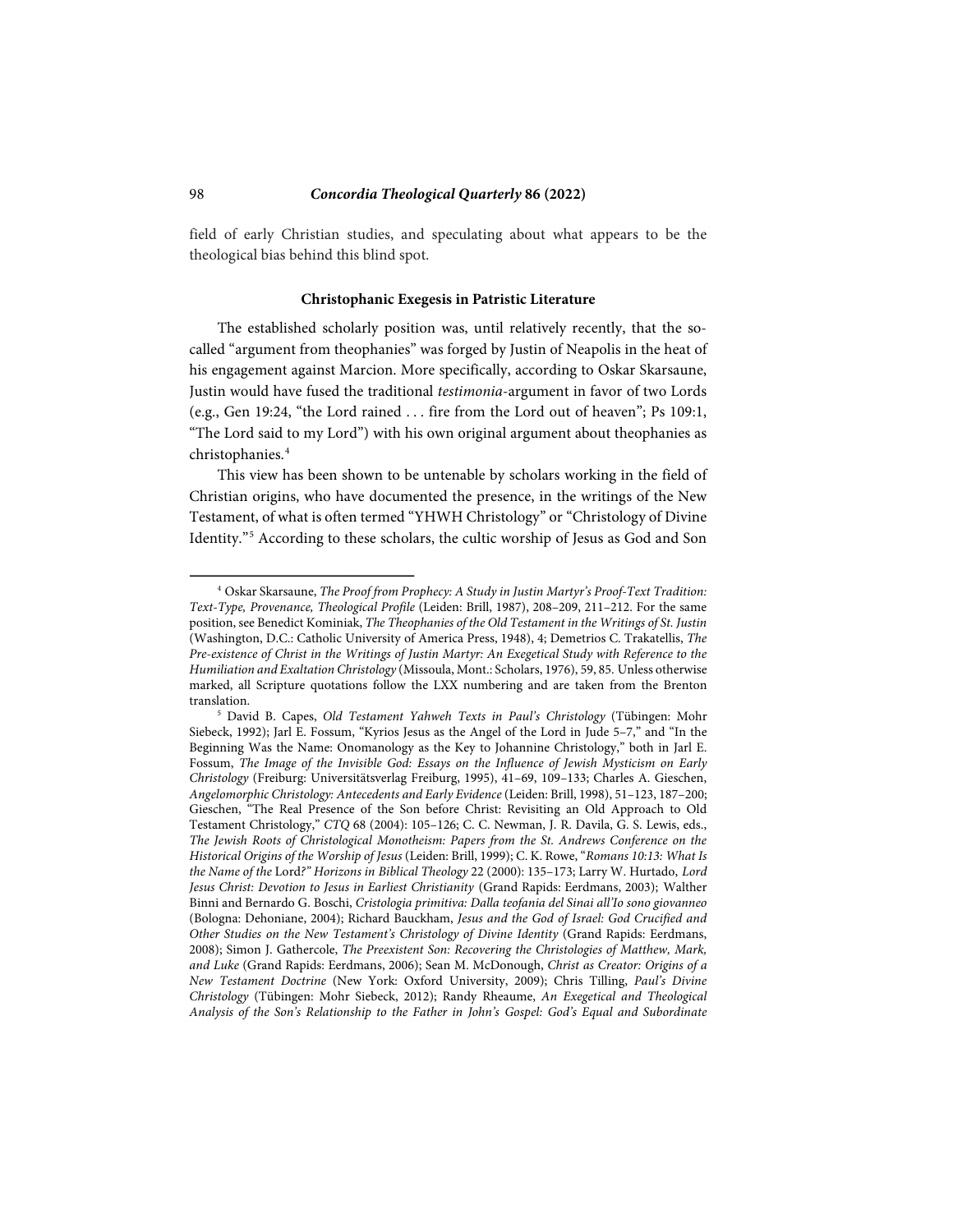field of early Christian studies, and speculating about what appears to be the theological bias behind this blind spot.

### Christophanic Exegesis in Patristic Literature

The established scholarly position was, until relatively recently, that the so-called "argument from theophanies" was forged by Justin of Neapolis in the heat of his engagement against Marcion. More specifically, according to Oskar Skarsaune, Justin would have fused the traditional *testimonia*-argument in favor of two Lords (e.g., Gen 19:24, "the Lord rained . . . fire from the Lord out of heaven"; Ps 109:1, "The Lord said to my Lord") with his own original argument about theophanies as christophanies.[4]

This view has been shown to be untenable by scholars working in the field of Christian origins, who have documented the presence, in the writings of the New Testament, of what is often termed "YHWH Christology" or "Christology of Divine Identity."[5] According to these scholars, the cultic worship of Jesus as God and Son

---

[4] Oskar Skarsaune, *The Proof from Prophecy: A Study in Justin Martyr's Proof-Text Tradition: Text-Type, Provenance, Theological Profile* (Leiden: Brill, 1987), 208–209, 211–212. For the same position, see Benedict Kominiak, *The Theophanies of the Old Testament in the Writings of St. Justin* (Washington, D.C.: Catholic University of America Press, 1948), 4; Demetrios C. Trakatellis, *The Pre-existence of Christ in the Writings of Justin Martyr: An Exegetical Study with Reference to the Humiliation and Exaltation Christology* (Missoula, Mont.: Scholars, 1976), 59, 85. Unless otherwise marked, all Scripture quotations follow the LXX numbering and are taken from the Brenton translation.

[5] David B. Capes, *Old Testament Yahweh Texts in Paul's Christology* (Tübingen: Mohr Siebeck, 1992); Jarl E. Fossum, "Kyrios Jesus as the Angel of the Lord in Jude 5–7," and "In the Beginning Was the Name: Onomanology as the Key to Johannine Christology," both in Jarl E. Fossum, *The Image of the Invisible God: Essays on the Influence of Jewish Mysticism on Early Christology* (Freiburg: Universitätsverlag Freiburg, 1995), 41–69, 109–133; Charles A. Gieschen, *Angelomorphic Christology: Antecedents and Early Evidence* (Leiden: Brill, 1998), 51–123, 187–200; Gieschen, "The Real Presence of the Son before Christ: Revisiting an Old Approach to Old Testament Christology," *CTQ* 68 (2004): 105–126; C. C. Newman, J. R. Davila, G. S. Lewis, eds., *The Jewish Roots of Christological Monotheism: Papers from the St. Andrews Conference on the Historical Origins of the Worship of Jesus* (Leiden: Brill, 1999); C. K. Rowe, "*Romans 10:13: What Is the Name of the* Lord*?" Horizons in Biblical Theology* 22 (2000): 135–173; Larry W. Hurtado, *Lord Jesus Christ: Devotion to Jesus in Earliest Christianity* (Grand Rapids: Eerdmans, 2003); Walther Binni and Bernardo G. Boschi, *Cristologia primitiva: Dalla teofania del Sinai all'Io sono giovanneo* (Bologna: Dehoniane, 2004); Richard Bauckham, *Jesus and the God of Israel: God Crucified and Other Studies on the New Testament's Christology of Divine Identity* (Grand Rapids: Eerdmans, 2008); Simon J. Gathercole, *The Preexistent Son: Recovering the Christologies of Matthew, Mark, and Luke* (Grand Rapids: Eerdmans, 2006); Sean M. McDonough, *Christ as Creator: Origins of a New Testament Doctrine* (New York: Oxford University, 2009); Chris Tilling, *Paul's Divine Christology* (Tübingen: Mohr Siebeck, 2012); Randy Rheaume, *An Exegetical and Theological Analysis of the Son's Relationship to the Father in John's Gospel: God's Equal and Subordinate*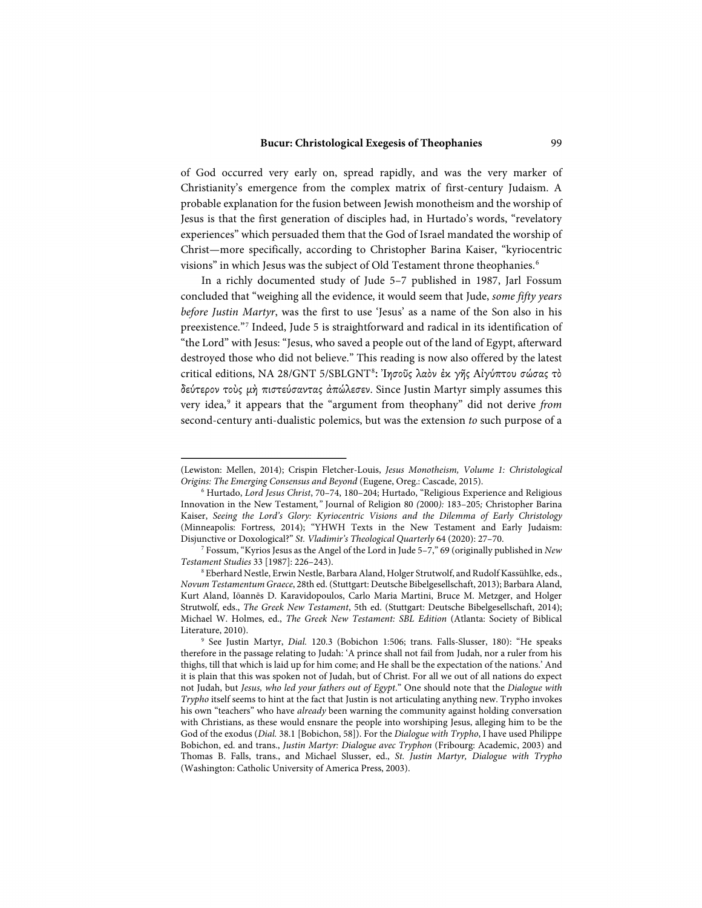of God occurred very early on, spread rapidly, and was the very marker of Christianity's emergence from the complex matrix of first-century Judaism. A probable explanation for the fusion between Jewish monotheism and the worship of Jesus is that the first generation of disciples had, in Hurtado's words, "revelatory experiences" which persuaded them that the God of Israel mandated the worship of Christ—more specifically, according to Christopher Barina Kaiser, "kyriocentric visions" in which Jesus was the subject of Old Testament throne theophanies.[6]

In a richly documented study of Jude 5–7 published in 1987, Jarl Fossum concluded that "weighing all the evidence, it would seem that Jude, *some fifty years before Justin Martyr*, was the first to use 'Jesus' as a name of the Son also in his preexistence."[7] Indeed, Jude 5 is straightforward and radical in its identification of "the Lord" with Jesus: "Jesus, who saved a people out of the land of Egypt, afterward destroyed those who did not believe." This reading is now also offered by the latest critical editions, NA 28/GNT 5/SBLGNT[8]**:** *Ἰησοῦς λαὸν ἐκ γῆς Αἰγύπτου σώσας τὸ δεύτερον τοὺς μὴ πιστεύσαντας ἀπώλεσεν*. Since Justin Martyr simply assumes this very idea,[9] it appears that the "argument from theophany" did not derive *from* second-century anti-dualistic polemics, but was the extension *to* such purpose of a

---

(Lewiston: Mellen, 2014); Crispin Fletcher-Louis, *Jesus Monotheism, Volume 1: Christological Origins: The Emerging Consensus and Beyond* (Eugene, Oreg.: Cascade, 2015).

[6] Hurtado, *Lord Jesus Christ*, 70–74, 180–204; Hurtado, "Religious Experience and Religious Innovation in the New Testament," Journal of Religion 80 (2000): 183–205; Christopher Barina Kaiser, *Seeing the Lord's Glory: Kyriocentric Visions and the Dilemma of Early Christology* (Minneapolis: Fortress, 2014); "YHWH Texts in the New Testament and Early Judaism: Disjunctive or Doxological?" *St. Vladimir's Theological Quarterly* 64 (2020): 27–70.

[7] Fossum, "Kyrios Jesus as the Angel of the Lord in Jude 5–7," 69 (originally published in *New Testament Studies* 33 [1987]: 226–243).

[8] Eberhard Nestle, Erwin Nestle, Barbara Aland, Holger Strutwolf, and Rudolf Kassühlke, eds., *Novum Testamentum Graece*, 28th ed. (Stuttgart: Deutsche Bibelgesellschaft, 2013); Barbara Aland, Kurt Aland, Iōannēs D. Karavidopoulos, Carlo Maria Martini, Bruce M. Metzger, and Holger Strutwolf, eds., *The Greek New Testament*, 5th ed. (Stuttgart: Deutsche Bibelgesellschaft, 2014); Michael W. Holmes, ed., *The Greek New Testament: SBL Edition* (Atlanta: Society of Biblical Literature, 2010).

[9] See Justin Martyr, *Dial.* 120.3 (Bobichon 1:506; trans. Falls-Slusser, 180): "He speaks therefore in the passage relating to Judah: 'A prince shall not fail from Judah, nor a ruler from his thighs, till that which is laid up for him come; and He shall be the expectation of the nations.' And it is plain that this was spoken not of Judah, but of Christ. For all we out of all nations do expect not Judah, but *Jesus, who led your fathers out of Egypt*." One should note that the *Dialogue with Trypho* itself seems to hint at the fact that Justin is not articulating anything new. Trypho invokes his own "teachers" who have *already* been warning the community against holding conversation with Christians, as these would ensnare the people into worshiping Jesus, alleging him to be the God of the exodus (*Dial.* 38.1 [Bobichon, 58]). For the *Dialogue with Trypho*, I have used Philippe Bobichon, ed. and trans., *Justin Martyr: Dialogue avec Tryphon* (Fribourg: Academic, 2003) and Thomas B. Falls, trans., and Michael Slusser, ed., *St. Justin Martyr, Dialogue with Trypho* (Washington: Catholic University of America Press, 2003).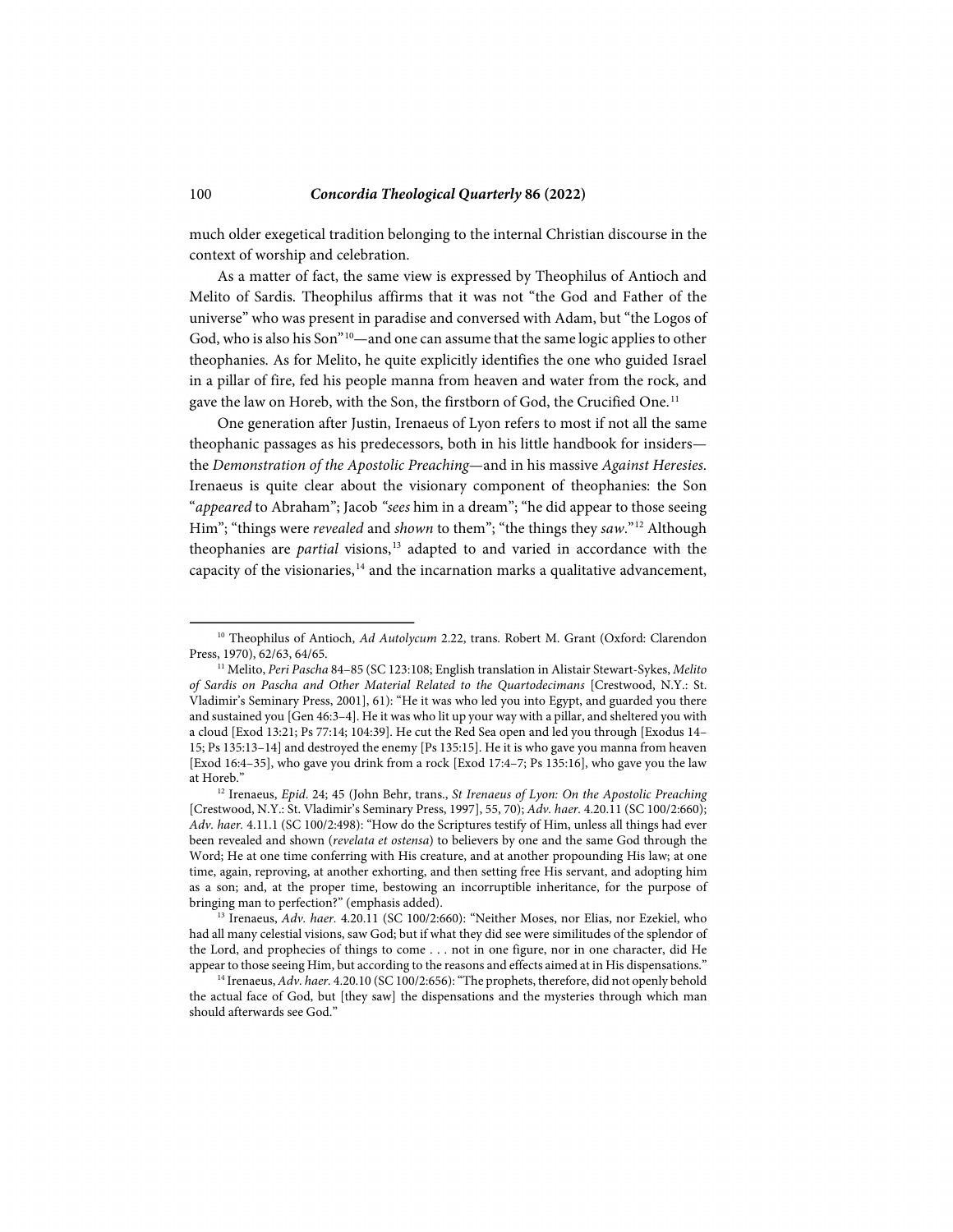much older exegetical tradition belonging to the internal Christian discourse in the context of worship and celebration.

As a matter of fact, the same view is expressed by Theophilus of Antioch and Melito of Sardis. Theophilus affirms that it was not "the God and Father of the universe" who was present in paradise and conversed with Adam, but "the Logos of God, who is also his Son"[10]—and one can assume that the same logic applies to other theophanies. As for Melito, he quite explicitly identifies the one who guided Israel in a pillar of fire, fed his people manna from heaven and water from the rock, and gave the law on Horeb, with the Son, the firstborn of God, the Crucified One.[11]

One generation after Justin, Irenaeus of Lyon refers to most if not all the same theophanic passages as his predecessors, both in his little handbook for insiders—the *Demonstration of the Apostolic Preaching*—and in his massive *Against Heresies*. Irenaeus is quite clear about the visionary component of theophanies: the Son "*appeared* to Abraham"; Jacob *"sees* him in a dream"; "he did appear to those seeing Him"; "things were *revealed* and *shown* to them"; "the things they *saw*."[12] Although theophanies are *partial* visions,[13] adapted to and varied in accordance with the capacity of the visionaries,[14] and the incarnation marks a qualitative advancement,

---

[10] Theophilus of Antioch, *Ad Autolycum* 2.22, trans. Robert M. Grant (Oxford: Clarendon Press, 1970), 62/63, 64/65.

[11] Melito, *Peri Pascha* 84–85 (SC 123:108; English translation in Alistair Stewart-Sykes, *Melito of Sardis on Pascha and Other Material Related to the Quartodecimans* [Crestwood, N.Y.: St. Vladimir's Seminary Press, 2001], 61): "He it was who led you into Egypt, and guarded you there and sustained you [Gen 46:3–4]. He it was who lit up your way with a pillar, and sheltered you with a cloud [Exod 13:21; Ps 77:14; 104:39]. He cut the Red Sea open and led you through [Exodus 14–15; Ps 135:13–14] and destroyed the enemy [Ps 135:15]. He it is who gave you manna from heaven [Exod 16:4–35], who gave you drink from a rock [Exod 17:4–7; Ps 135:16], who gave you the law at Horeb."

[12] Irenaeus, *Epid*. 24; 45 (John Behr, trans., *St Irenaeus of Lyon: On the Apostolic Preaching* [Crestwood, N.Y.: St. Vladimir's Seminary Press, 1997], 55, 70); *Adv. haer.* 4.20.11 (SC 100/2:660); *Adv. haer.* 4.11.1 (SC 100/2:498): "How do the Scriptures testify of Him, unless all things had ever been revealed and shown (*revelata et ostensa*) to believers by one and the same God through the Word; He at one time conferring with His creature, and at another propounding His law; at one time, again, reproving, at another exhorting, and then setting free His servant, and adopting him as a son; and, at the proper time, bestowing an incorruptible inheritance, for the purpose of bringing man to perfection?" (emphasis added).

[13] Irenaeus, *Adv. haer.* 4.20.11 (SC 100/2:660): "Neither Moses, nor Elias, nor Ezekiel, who had all many celestial visions, saw God; but if what they did see were similitudes of the splendor of the Lord, and prophecies of things to come . . . not in one figure, nor in one character, did He appear to those seeing Him, but according to the reasons and effects aimed at in His dispensations."

[14] Irenaeus, *Adv. haer.* 4.20.10 (SC 100/2:656): "The prophets, therefore, did not openly behold the actual face of God, but [they saw] the dispensations and the mysteries through which man should afterwards see God."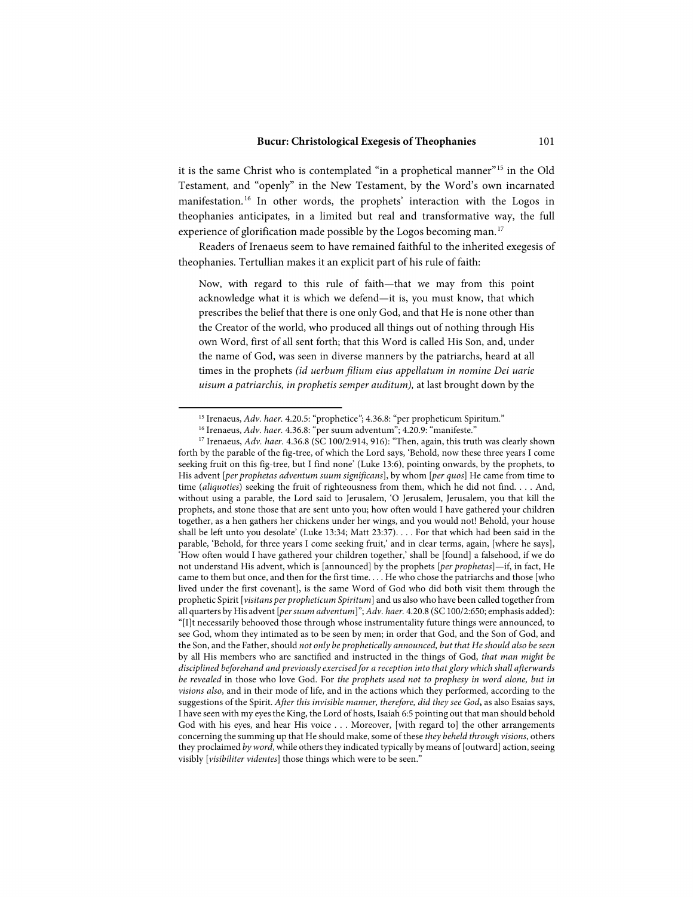it is the same Christ who is contemplated "in a prophetical manner"[15] in the Old Testament, and "openly" in the New Testament, by the Word's own incarnated manifestation.[16] In other words, the prophets' interaction with the Logos in theophanies anticipates, in a limited but real and transformative way, the full experience of glorification made possible by the Logos becoming man.[17]

Readers of Irenaeus seem to have remained faithful to the inherited exegesis of theophanies. Tertullian makes it an explicit part of his rule of faith:

> Now, with regard to this rule of faith—that we may from this point acknowledge what it is which we defend—it is, you must know, that which prescribes the belief that there is one only God, and that He is none other than the Creator of the world, who produced all things out of nothing through His own Word, first of all sent forth; that this Word is called His Son, and, under the name of God, was seen in diverse manners by the patriarchs, heard at all times in the prophets *(id uerbum filium eius appellatum in nomine Dei uarie uisum a patriarchis, in prophetis semper auditum),* at last brought down by the

---

[15] Irenaeus, *Adv. haer.* 4.20.5: "prophetice"; 4.36.8: "per propheticum Spiritum."

[16] Irenaeus, *Adv. haer.* 4.36.8: "per suum adventum"; 4.20.9: "manifeste."

[17] Irenaeus, *Adv. haer.* 4.36.8 (SC 100/2:914, 916): "Then, again, this truth was clearly shown forth by the parable of the fig-tree, of which the Lord says, 'Behold, now these three years I come seeking fruit on this fig-tree, but I find none' (Luke 13:6), pointing onwards, by the prophets, to His advent [*per prophetas adventum suum significans*], by whom [*per quos*] He came from time to time (*aliquoties*) seeking the fruit of righteousness from them, which he did not find. . . . And, without using a parable, the Lord said to Jerusalem, 'O Jerusalem, Jerusalem, you that kill the prophets, and stone those that are sent unto you; how often would I have gathered your children together, as a hen gathers her chickens under her wings, and you would not! Behold, your house shall be left unto you desolate' (Luke 13:34; Matt 23:37). . . . For that which had been said in the parable, 'Behold, for three years I come seeking fruit,' and in clear terms, again, [where he says], 'How often would I have gathered your children together,' shall be [found] a falsehood, if we do not understand His advent, which is [announced] by the prophets [*per prophetas*]—if, in fact, He came to them but once, and then for the first time. . . . He who chose the patriarchs and those [who lived under the first covenant], is the same Word of God who did both visit them through the prophetic Spirit [*visitans per propheticum Spiritum*] and us also who have been called together from all quarters by His advent [*per suum adventum*]"; *Adv. haer.* 4.20.8 (SC 100/2:650; emphasis added): "[I]t necessarily behooved those through whose instrumentality future things were announced, to see God, whom they intimated as to be seen by men; in order that God, and the Son of God, and the Son, and the Father, should *not only be prophetically announced, but that He should also be seen* by all His members who are sanctified and instructed in the things of God, *that man might be disciplined beforehand and previously exercised for a reception into that glory which shall afterwards be revealed* in those who love God. For *the prophets used not to prophesy in word alone, but in visions also*, and in their mode of life, and in the actions which they performed, according to the suggestions of the Spirit. *After this invisible manner, therefore, did they see God***,** as also Esaias says, I have seen with my eyes the King, the Lord of hosts, Isaiah 6:5 pointing out that man should behold God with his eyes, and hear His voice . . . Moreover, [with regard to] the other arrangements concerning the summing up that He should make, some of these *they beheld through visions*, others they proclaimed *by word*, while others they indicated typically by means of [outward] action, seeing visibly [*visibiliter videntes*] those things which were to be seen."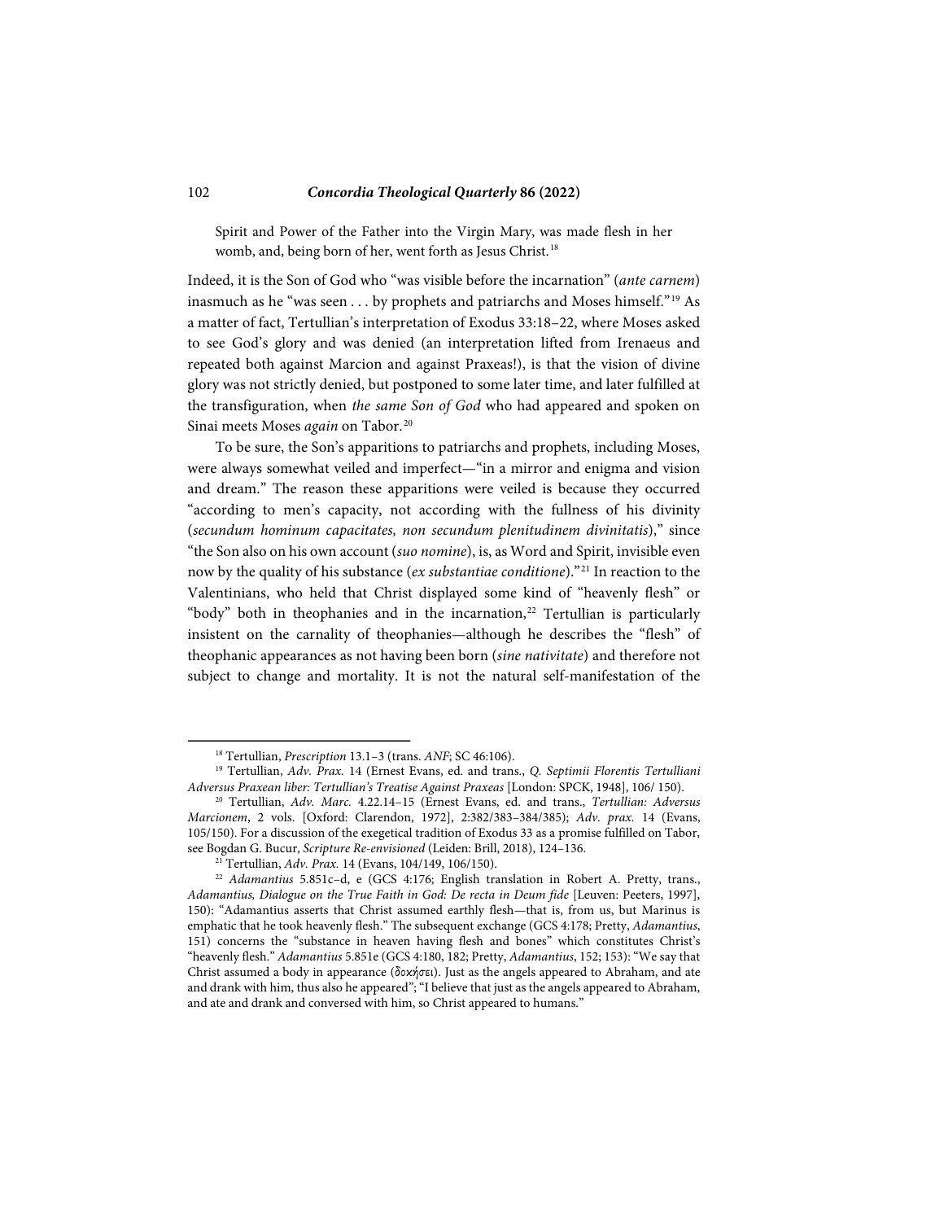> Spirit and Power of the Father into the Virgin Mary, was made flesh in her womb, and, being born of her, went forth as Jesus Christ.[18]

Indeed, it is the Son of God who "was visible before the incarnation" (*ante carnem*) inasmuch as he "was seen . . . by prophets and patriarchs and Moses himself."[19] As a matter of fact, Tertullian's interpretation of Exodus 33:18–22, where Moses asked to see God's glory and was denied (an interpretation lifted from Irenaeus and repeated both against Marcion and against Praxeas!), is that the vision of divine glory was not strictly denied, but postponed to some later time, and later fulfilled at the transfiguration, when *the same Son of God* who had appeared and spoken on Sinai meets Moses *again* on Tabor.[20]

To be sure, the Son's apparitions to patriarchs and prophets, including Moses, were always somewhat veiled and imperfect—"in a mirror and enigma and vision and dream." The reason these apparitions were veiled is because they occurred "according to men's capacity, not according with the fullness of his divinity (*secundum hominum capacitates, non secundum plenitudinem divinitatis*)," since "the Son also on his own account (*suo nomine*), is, as Word and Spirit, invisible even now by the quality of his substance (*ex substantiae conditione*)."[21] In reaction to the Valentinians, who held that Christ displayed some kind of "heavenly flesh" or "body" both in theophanies and in the incarnation,[22] Tertullian is particularly insistent on the carnality of theophanies—although he describes the "flesh" of theophanic appearances as not having been born (*sine nativitate*) and therefore not subject to change and mortality. It is not the natural self-manifestation of the

---

[18] Tertullian, *Prescription* 13.1–3 (trans. *ANF*; SC 46:106).

[19] Tertullian, *Adv. Prax.* 14 (Ernest Evans, ed. and trans., *Q. Septimii Florentis Tertulliani Adversus Praxean liber: Tertullian's Treatise Against Praxeas* [London: SPCK, 1948], 106/ 150).

[20] Tertullian, *Adv. Marc.* 4.22.14–15 (Ernest Evans, ed. and trans., *Tertullian: Adversus Marcionem*, 2 vols. [Oxford: Clarendon, 1972], 2:382/383–384/385); *Adv. prax.* 14 (Evans, 105/150). For a discussion of the exegetical tradition of Exodus 33 as a promise fulfilled on Tabor, see Bogdan G. Bucur, *Scripture Re-envisioned* (Leiden: Brill, 2018), 124–136.

[21] Tertullian, *Adv. Prax.* 14 (Evans, 104/149, 106/150).

[22] *Adamantius* 5.851c–d, e (GCS 4:176; English translation in Robert A. Pretty, trans., *Adamantius, Dialogue on the True Faith in God: De recta in Deum fide* [Leuven: Peeters, 1997], 150): "Adamantius asserts that Christ assumed earthly flesh—that is, from us, but Marinus is emphatic that he took heavenly flesh." The subsequent exchange (GCS 4:178; Pretty, *Adamantius*, 151) concerns the "substance in heaven having flesh and bones" which constitutes Christ's "heavenly flesh." *Adamantius* 5.851e (GCS 4:180, 182; Pretty, *Adamantius*, 152; 153): "We say that Christ assumed a body in appearance (δοκήσει). Just as the angels appeared to Abraham, and ate and drank with him, thus also he appeared"; "I believe that just as the angels appeared to Abraham, and ate and drank and conversed with him, so Christ appeared to humans."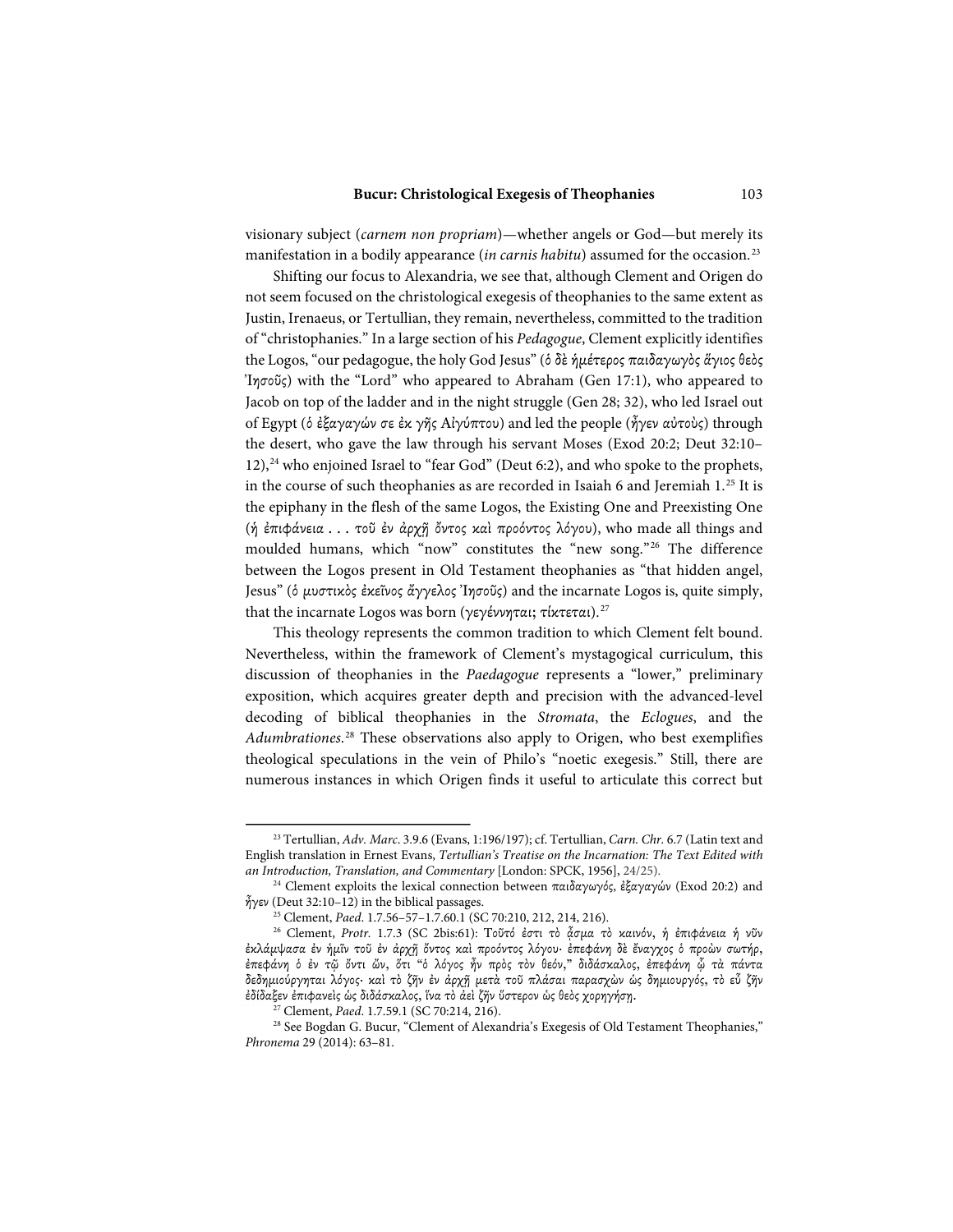visionary subject (*carnem non propriam*)—whether angels or God—but merely its manifestation in a bodily appearance (*in carnis habitu*) assumed for the occasion.[23]

Shifting our focus to Alexandria, we see that, although Clement and Origen do not seem focused on the christological exegesis of theophanies to the same extent as Justin, Irenaeus, or Tertullian, they remain, nevertheless, committed to the tradition of "christophanies." In a large section of his *Pedagogue*, Clement explicitly identifies the Logos, "our pedagogue, the holy God Jesus" (ὁ δὲ ἡμέτερος παιδαγωγὸς ἅγιος θεὸς Ἰησοῦς) with the "Lord" who appeared to Abraham (Gen 17:1), who appeared to Jacob on top of the ladder and in the night struggle (Gen 28; 32), who led Israel out of Egypt (ὁ ἐξαγαγών σε ἐκ γῆς Αἰγύπτου) and led the people (ἦγεν αὐτοὺς) through the desert, who gave the law through his servant Moses (Exod 20:2; Deut 32:10–12),[24] who enjoined Israel to "fear God" (Deut 6:2), and who spoke to the prophets, in the course of such theophanies as are recorded in Isaiah 6 and Jeremiah 1.[25] It is the epiphany in the flesh of the same Logos, the Existing One and Preexisting One (ἡ ἐπιφάνεια . . . τοῦ ἐν ἀρχῇ ὄντος καὶ προόντος λόγου), who made all things and moulded humans, which "now" constitutes the "new song."[26] The difference between the Logos present in Old Testament theophanies as "that hidden angel, Jesus" (ὁ μυστικὸς ἐκεῖνος ἄγγελος Ἰησοῦς) and the incarnate Logos is, quite simply, that the incarnate Logos was born (γεγέννηται; τίκτεται).[27]

This theology represents the common tradition to which Clement felt bound. Nevertheless, within the framework of Clement's mystagogical curriculum, this discussion of theophanies in the *Paedagogue* represents a "lower," preliminary exposition, which acquires greater depth and precision with the advanced-level decoding of biblical theophanies in the *Stromata*, the *Eclogues*, and the *Adumbrationes*.[28] These observations also apply to Origen, who best exemplifies theological speculations in the vein of Philo's "noetic exegesis." Still, there are numerous instances in which Origen finds it useful to articulate this correct but

---

[23] Tertullian, *Adv. Marc.* 3.9.6 (Evans, 1:196/197); cf. Tertullian, *Carn. Chr.* 6.7 (Latin text and English translation in Ernest Evans, *Tertullian's Treatise on the Incarnation: The Text Edited with an Introduction, Translation, and Commentary* [London: SPCK, 1956], 24/25).

[24] Clement exploits the lexical connection between παιδαγωγός, ἐξαγαγών (Exod 20:2) and ἦγεν (Deut 32:10–12) in the biblical passages.

[25] Clement, *Paed.* 1.7.56–57–1.7.60.1 (SC 70:210, 212, 214, 216).

[26] Clement, *Protr.* 1.7.3 (SC 2bis:61): Τοῦτό ἐστι τὸ ᾆσμα τὸ καινόν, ἡ ἐπιφάνεια ἡ νῦν ἐκλάμψασα ἐν ἡμῖν τοῦ ἐν ἀρχῇ ὄντος καὶ προόντος λόγου· ἐπεφάνη δὲ ἔναγχος ὁ προὼν σωτήρ, ἐπεφάνη ὁ ἐν τῷ ὄντι ὤν, ὅτι "ὁ λόγος ἦν πρὸς τὸν θεόν," διδάσκαλος, ἐπεφάνη ᾧ τὰ πάντα δεδημιούργηται λόγος· καὶ τὸ ζῆν ἐν ἀρχῇ μετὰ τοῦ πλάσαι παρασχὼν ὡς δημιουργός, τὸ εὖ ζῆν ἐδίδαξεν ἐπιφανεὶς ὡς διδάσκαλος, ἵνα τὸ ἀεὶ ζῆν ὕστερον ὡς θεὸς χορηγήσῃ.

[27] Clement, *Paed.* 1.7.59.1 (SC 70:214, 216).

[28] See Bogdan G. Bucur, "Clement of Alexandria's Exegesis of Old Testament Theophanies," *Phronema* 29 (2014): 63–81.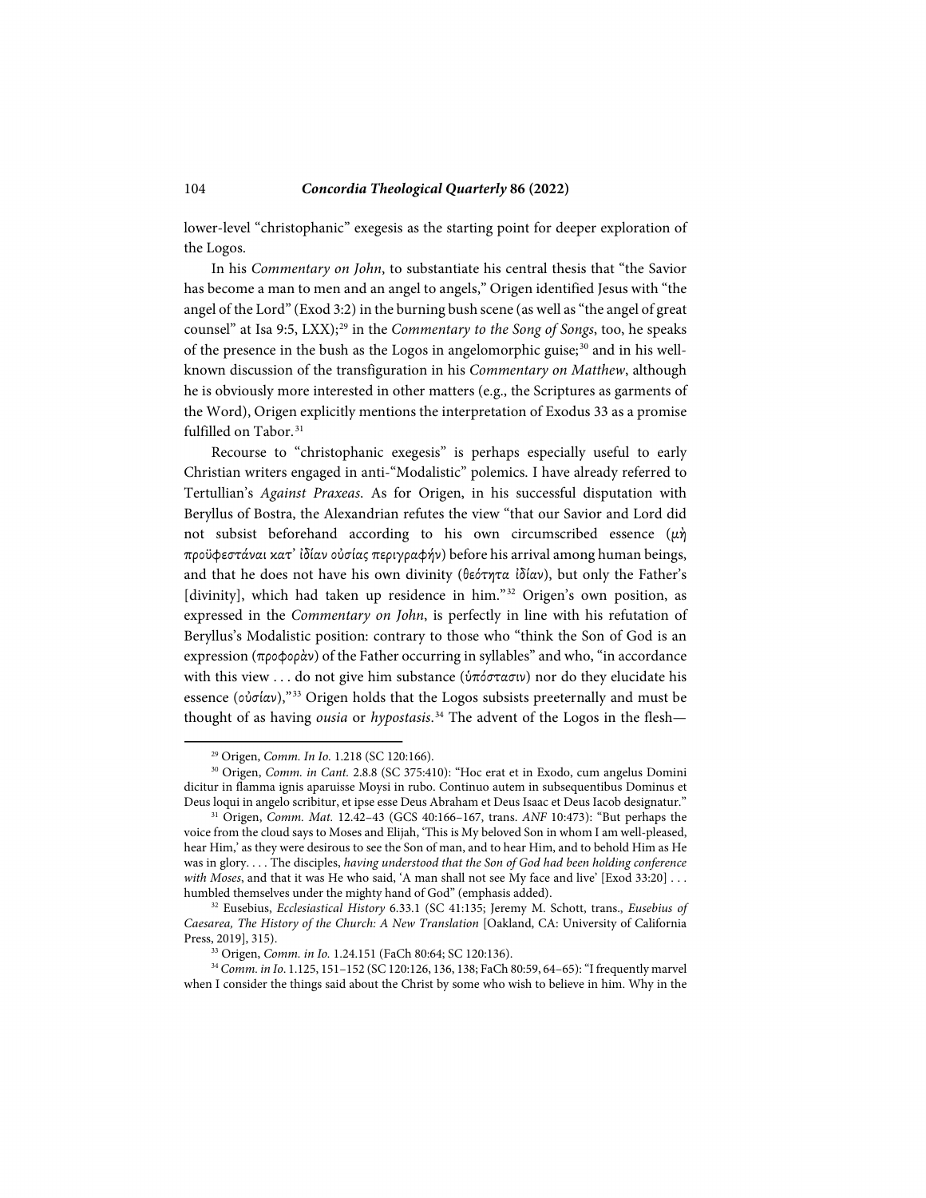lower-level "christophanic" exegesis as the starting point for deeper exploration of the Logos.

In his *Commentary on John*, to substantiate his central thesis that "the Savior has become a man to men and an angel to angels," Origen identified Jesus with "the angel of the Lord" (Exod 3:2) in the burning bush scene (as well as "the angel of great counsel" at Isa 9:5, LXX);[29] in the *Commentary to the Song of Songs*, too, he speaks of the presence in the bush as the Logos in angelomorphic guise;[30] and in his well-known discussion of the transfiguration in his *Commentary on Matthew*, although he is obviously more interested in other matters (e.g., the Scriptures as garments of the Word), Origen explicitly mentions the interpretation of Exodus 33 as a promise fulfilled on Tabor.[31]

Recourse to "christophanic exegesis" is perhaps especially useful to early Christian writers engaged in anti-"Modalistic" polemics. I have already referred to Tertullian's *Against Praxeas*. As for Origen, in his successful disputation with Beryllus of Bostra, the Alexandrian refutes the view "that our Savior and Lord did not subsist beforehand according to his own circumscribed essence (μὴ προϋφεστάναι κατ' ἰδίαν οὐσίας περιγραφήν) before his arrival among human beings, and that he does not have his own divinity (θεότητα ἰδίαν), but only the Father's [divinity], which had taken up residence in him."[32] Origen's own position, as expressed in the *Commentary on John*, is perfectly in line with his refutation of Beryllus's Modalistic position: contrary to those who "think the Son of God is an expression (προφορὰν) of the Father occurring in syllables" and who, "in accordance with this view . . . do not give him substance (ὑπόστασιν) nor do they elucidate his essence (οὐσίαν),"[33] Origen holds that the Logos subsists preeternally and must be thought of as having *ousia* or *hypostasis*.[34] The advent of the Logos in the flesh—

---

[29] Origen, *Comm. In Io.* 1.218 (SC 120:166).

[30] Origen, *Comm. in Cant.* 2.8.8 (SC 375:410): "Hoc erat et in Exodo, cum angelus Domini dicitur in flamma ignis aparuisse Moysi in rubo. Continuo autem in subsequentibus Dominus et Deus loqui in angelo scribitur, et ipse esse Deus Abraham et Deus Isaac et Deus Iacob designatur."

[31] Origen, *Comm. Mat.* 12.42–43 (GCS 40:166–167, trans. *ANF* 10:473): "But perhaps the voice from the cloud says to Moses and Elijah, 'This is My beloved Son in whom I am well-pleased, hear Him,' as they were desirous to see the Son of man, and to hear Him, and to behold Him as He was in glory. . . . The disciples, *having understood that the Son of God had been holding conference with Moses*, and that it was He who said, 'A man shall not see My face and live' [Exod 33:20] . . . humbled themselves under the mighty hand of God" (emphasis added).

[32] Eusebius, *Ecclesiastical History* 6.33.1 (SC 41:135; Jeremy M. Schott, trans., *Eusebius of Caesarea, The History of the Church: A New Translation* [Oakland, CA: University of California Press, 2019], 315).

[33] Origen, *Comm. in Io.* 1.24.151 (FaCh 80:64; SC 120:136).

[34] *Comm. in Io.* 1.125, 151–152 (SC 120:126, 136, 138; FaCh 80:59, 64–65): "I frequently marvel when I consider the things said about the Christ by some who wish to believe in him. Why in the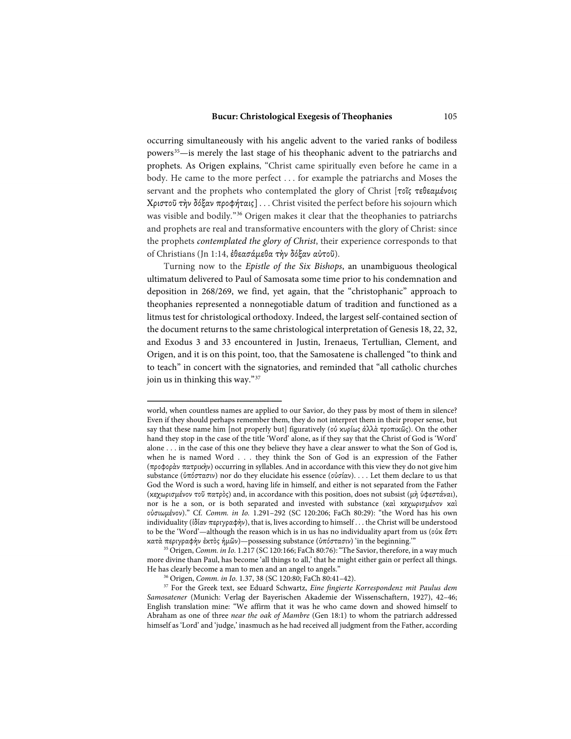occurring simultaneously with his angelic advent to the varied ranks of bodiless powers[35]—is merely the last stage of his theophanic advent to the patriarchs and prophets. As Origen explains, "Christ came spiritually even before he came in a body. He came to the more perfect . . . for example the patriarchs and Moses the servant and the prophets who contemplated the glory of Christ [τοῖς τεθεαμένοις Χριστοῦ τὴν δόξαν προφήταις] . . . Christ visited the perfect before his sojourn which was visible and bodily."[36] Origen makes it clear that the theophanies to patriarchs and prophets are real and transformative encounters with the glory of Christ: since the prophets *contemplated the glory of Christ*, their experience corresponds to that of Christians (Jn 1:14, ἐθεασάμεθα τὴν δόξαν αὐτοῦ).

Turning now to the *Epistle of the Six Bishops*, an unambiguous theological ultimatum delivered to Paul of Samosata some time prior to his condemnation and deposition in 268/269, we find, yet again, that the "christophanic" approach to theophanies represented a nonnegotiable datum of tradition and functioned as a litmus test for christological orthodoxy. Indeed, the largest self-contained section of the document returns to the same christological interpretation of Genesis 18, 22, 32, and Exodus 3 and 33 encountered in Justin, Irenaeus, Tertullian, Clement, and Origen, and it is on this point, too, that the Samosatene is challenged "to think and to teach" in concert with the signatories, and reminded that "all catholic churches join us in thinking this way."[37]

---

world, when countless names are applied to our Savior, do they pass by most of them in silence? Even if they should perhaps remember them, they do not interpret them in their proper sense, but say that these name him [not properly but] figuratively (οὐ κυρίως ἀλλὰ τροπικῶς). On the other hand they stop in the case of the title 'Word' alone, as if they say that the Christ of God is 'Word' alone . . . in the case of this one they believe they have a clear answer to what the Son of God is, when he is named Word . . . they think the Son of God is an expression of the Father (προφορὰν πατρικὴν) occurring in syllables. And in accordance with this view they do not give him substance (ὑπόστασιν) nor do they elucidate his essence (οὐσίαν). . . . Let them declare to us that God the Word is such a word, having life in himself, and either is not separated from the Father (κεχωρισμένον τοῦ πατρὸς) and, in accordance with this position, does not subsist (μὴ ὑφεστάναι), nor is he a son, or is both separated and invested with substance (καὶ κεχωρισμένον καὶ οὐσιωμένον)." Cf. *Comm. in Io.* 1.291–292 (SC 120:206; FaCh 80:29): "the Word has his own individuality (ἰδίαν περιγραφὴν), that is, lives according to himself . . . the Christ will be understood to be the 'Word'—although the reason which is in us has no individuality apart from us (οὐκ ἔστι κατὰ περιγραφὴν ἐκτὸς ἡμῶν)—possessing substance (ὑπόστασιν) 'in the beginning.'"

[35] Origen, *Comm. in Io.* 1.217 (SC 120:166; FaCh 80:76): "The Savior, therefore, in a way much more divine than Paul, has become 'all things to all,' that he might either gain or perfect all things. He has clearly become a man to men and an angel to angels."

[36] Origen, *Comm. in Io.* 1.37, 38 (SC 120:80; FaCh 80:41–42).

[37] For the Greek text, see Eduard Schwartz, *Eine fingierte Korrespondenz mit Paulus dem Samosatener* (Munich: Verlag der Bayerischen Akademie der Wissenschaften, 1927), 42–46; English translation mine: "We affirm that it was he who came down and showed himself to Abraham as one of three *near the oak of Mambre* (Gen 18:1) to whom the patriarch addressed himself as 'Lord' and 'judge,' inasmuch as he had received all judgment from the Father, according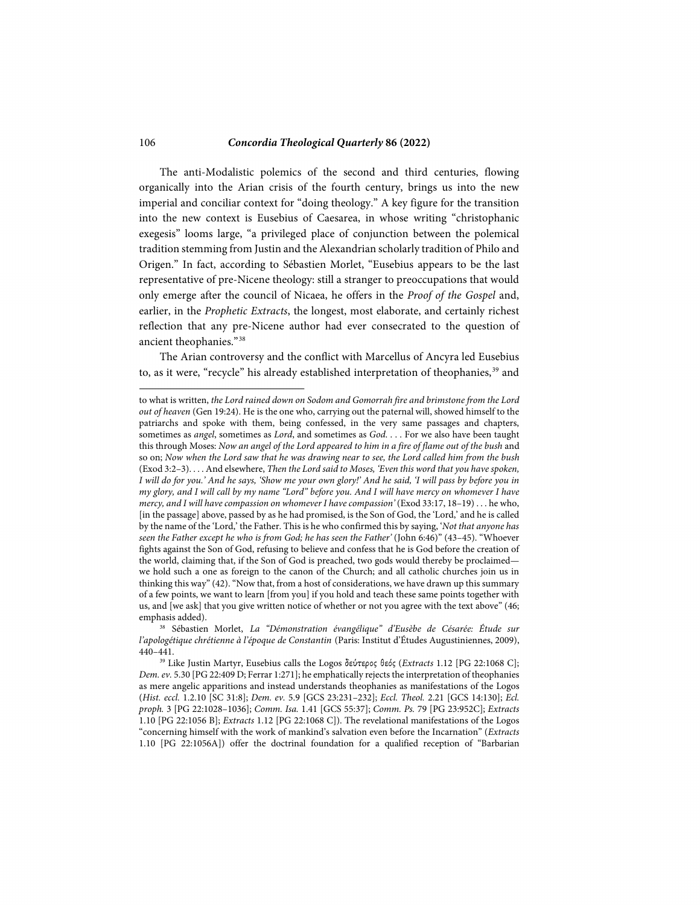The anti-Modalistic polemics of the second and third centuries, flowing organically into the Arian crisis of the fourth century, brings us into the new imperial and conciliar context for "doing theology." A key figure for the transition into the new context is Eusebius of Caesarea, in whose writing "christophanic exegesis" looms large, "a privileged place of conjunction between the polemical tradition stemming from Justin and the Alexandrian scholarly tradition of Philo and Origen." In fact, according to Sébastien Morlet, "Eusebius appears to be the last representative of pre-Nicene theology: still a stranger to preoccupations that would only emerge after the council of Nicaea, he offers in the *Proof of the Gospel* and, earlier, in the *Prophetic Extracts*, the longest, most elaborate, and certainly richest reflection that any pre-Nicene author had ever consecrated to the question of ancient theophanies."[38]

The Arian controversy and the conflict with Marcellus of Ancyra led Eusebius to, as it were, "recycle" his already established interpretation of theophanies,[39] and

---

to what is written, *the Lord rained down on Sodom and Gomorrah fire and brimstone from the Lord out of heaven* (Gen 19:24). He is the one who, carrying out the paternal will, showed himself to the patriarchs and spoke with them, being confessed, in the very same passages and chapters, sometimes as *angel*, sometimes as *Lord*, and sometimes as *God*. . . . For we also have been taught this through Moses: *Now an angel of the Lord appeared to him in a fire of flame out of the bush* and so on; *Now when the Lord saw that he was drawing near to see, the Lord called him from the bush* (Exod 3:2–3). . . . And elsewhere, *Then the Lord said to Moses, 'Even this word that you have spoken, I will do for you.' And he says, 'Show me your own glory!' And he said, 'I will pass by before you in my glory, and I will call by my name "Lord" before you. And I will have mercy on whomever I have mercy, and I will have compassion on whomever I have compassion'* (Exod 33:17, 18–19) . . . he who, [in the passage] above, passed by as he had promised, is the Son of God, the 'Lord,' and he is called by the name of the 'Lord,' the Father. This is he who confirmed this by saying, '*Not that anyone has seen the Father except he who is from God; he has seen the Father'* (John 6:46)" (43–45). "Whoever fights against the Son of God, refusing to believe and confess that he is God before the creation of the world, claiming that, if the Son of God is preached, two gods would thereby be proclaimed—we hold such a one as foreign to the canon of the Church; and all catholic churches join us in thinking this way" (42). "Now that, from a host of considerations, we have drawn up this summary of a few points, we want to learn [from you] if you hold and teach these same points together with us, and [we ask] that you give written notice of whether or not you agree with the text above" (46; emphasis added).

[38] Sébastien Morlet, *La "Démonstration évangélique" d'Eusèbe de Césarée: Étude sur l'apologétique chrétienne à l'époque de Constantin* (Paris: Institut d'Études Augustiniennes, 2009), 440–441.

[39] Like Justin Martyr, Eusebius calls the Logos δεύτερος θεός (*Extracts* 1.12 [PG 22:1068 C]; *Dem. ev.* 5.30 [PG 22:409 D; Ferrar 1:271]; he emphatically rejects the interpretation of theophanies as mere angelic apparitions and instead understands theophanies as manifestations of the Logos (*Hist. eccl.* 1.2.10 [SC 31:8]; *Dem. ev.* 5.9 [GCS 23:231–232]; *Eccl. Theol.* 2.21 [GCS 14:130]; *Ecl. proph.* 3 [PG 22:1028–1036]; *Comm. Isa.* 1.41 [GCS 55:37]; *Comm. Ps.* 79 [PG 23:952C]; *Extracts* 1.10 [PG 22:1056 B]; *Extracts* 1.12 [PG 22:1068 C]). The revelational manifestations of the Logos "concerning himself with the work of mankind's salvation even before the Incarnation" (*Extracts* 1.10 [PG 22:1056A]) offer the doctrinal foundation for a qualified reception of "Barbarian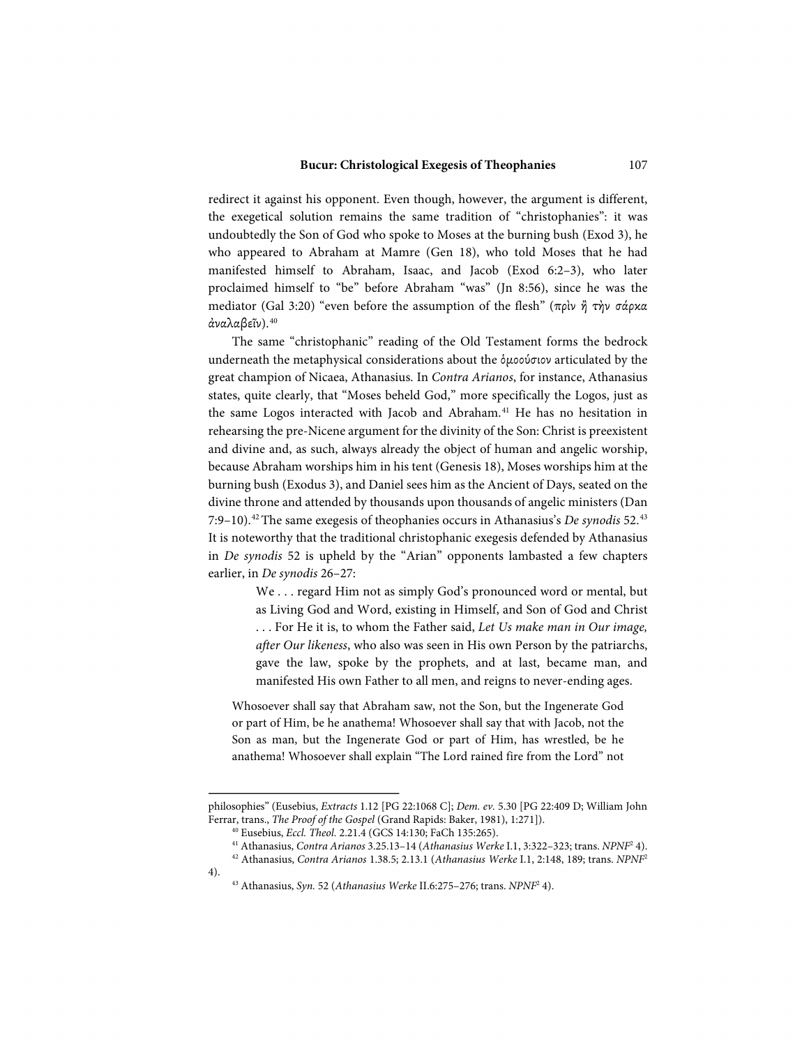redirect it against his opponent. Even though, however, the argument is different, the exegetical solution remains the same tradition of "christophanies": it was undoubtedly the Son of God who spoke to Moses at the burning bush (Exod 3), he who appeared to Abraham at Mamre (Gen 18), who told Moses that he had manifested himself to Abraham, Isaac, and Jacob (Exod 6:2–3), who later proclaimed himself to "be" before Abraham "was" (Jn 8:56), since he was the mediator (Gal 3:20) "even before the assumption of the flesh" (πρὶν ἢ τὴν σάρκα ἀναλαβεῖν).[40]

The same "christophanic" reading of the Old Testament forms the bedrock underneath the metaphysical considerations about the ὁμοούσιον articulated by the great champion of Nicaea, Athanasius. In *Contra Arianos*, for instance, Athanasius states, quite clearly, that "Moses beheld God," more specifically the Logos, just as the same Logos interacted with Jacob and Abraham.[41] He has no hesitation in rehearsing the pre-Nicene argument for the divinity of the Son: Christ is preexistent and divine and, as such, always already the object of human and angelic worship, because Abraham worships him in his tent (Genesis 18), Moses worships him at the burning bush (Exodus 3), and Daniel sees him as the Ancient of Days, seated on the divine throne and attended by thousands upon thousands of angelic ministers (Dan 7:9–10).[42] The same exegesis of theophanies occurs in Athanasius's *De synodis* 52.[43] It is noteworthy that the traditional christophanic exegesis defended by Athanasius in *De synodis* 52 is upheld by the "Arian" opponents lambasted a few chapters earlier, in *De synodis* 26–27:

> We . . . regard Him not as simply God's pronounced word or mental, but as Living God and Word, existing in Himself, and Son of God and Christ . . . For He it is, to whom the Father said, *Let Us make man in Our image, after Our likeness*, who also was seen in His own Person by the patriarchs, gave the law, spoke by the prophets, and at last, became man, and manifested His own Father to all men, and reigns to never-ending ages.

> Whosoever shall say that Abraham saw, not the Son, but the Ingenerate God or part of Him, be he anathema! Whosoever shall say that with Jacob, not the Son as man, but the Ingenerate God or part of Him, has wrestled, be he anathema! Whosoever shall explain "The Lord rained fire from the Lord" not

---

philosophies" (Eusebius, *Extracts* 1.12 [PG 22:1068 C]; *Dem. ev.* 5.30 [PG 22:409 D; William John Ferrar, trans., *The Proof of the Gospel* (Grand Rapids: Baker, 1981), 1:271]).

[40] Eusebius, *Eccl. Theol.* 2.21.4 (GCS 14:130; FaCh 135:265).

[41] Athanasius, *Contra Arianos* 3.25.13–14 (*Athanasius Werke* I.1, 3:322–323; trans. *NPNF*[2] 4).

[42] Athanasius, *Contra Arianos* 1.38.5; 2.13.1 (*Athanasius Werke* I.1, 2:148, 189; trans. *NPNF*[2] 4).

[43] Athanasius, *Syn.* 52 (*Athanasius Werke* II.6:275–276; trans. *NPNF*[2] 4).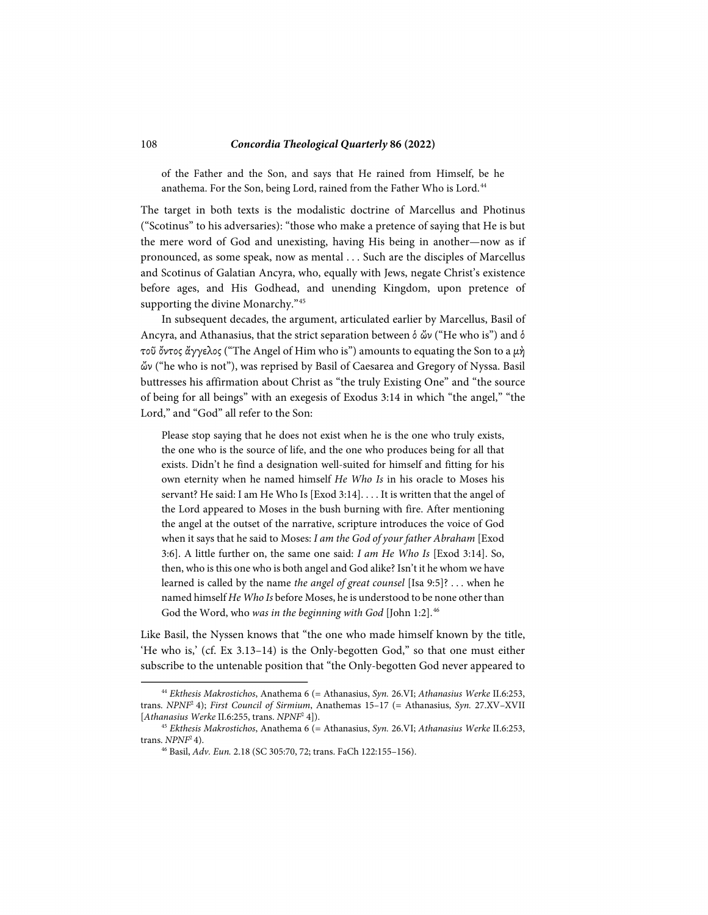> of the Father and the Son, and says that He rained from Himself, be he anathema. For the Son, being Lord, rained from the Father Who is Lord.[44]

The target in both texts is the modalistic doctrine of Marcellus and Photinus ("Scotinus" to his adversaries): "those who make a pretence of saying that He is but the mere word of God and unexisting, having His being in another—now as if pronounced, as some speak, now as mental . . . Such are the disciples of Marcellus and Scotinus of Galatian Ancyra, who, equally with Jews, negate Christ's existence before ages, and His Godhead, and unending Kingdom, upon pretence of supporting the divine Monarchy."[45]

In subsequent decades, the argument, articulated earlier by Marcellus, Basil of Ancyra, and Athanasius, that the strict separation between ὁ ὤν ("He who is") and ὁ τοῦ ὄντος ἄγγελος ("The Angel of Him who is") amounts to equating the Son to a μὴ ὤν ("he who is not"), was reprised by Basil of Caesarea and Gregory of Nyssa. Basil buttresses his affirmation about Christ as "the truly Existing One" and "the source of being for all beings" with an exegesis of Exodus 3:14 in which "the angel," "the Lord," and "God" all refer to the Son:

> Please stop saying that he does not exist when he is the one who truly exists, the one who is the source of life, and the one who produces being for all that exists. Didn't he find a designation well-suited for himself and fitting for his own eternity when he named himself *He Who Is* in his oracle to Moses his servant? He said: I am He Who Is [Exod 3:14]. . . . It is written that the angel of the Lord appeared to Moses in the bush burning with fire. After mentioning the angel at the outset of the narrative, scripture introduces the voice of God when it says that he said to Moses: *I am the God of your father Abraham* [Exod 3:6]. A little further on, the same one said: *I am He Who Is* [Exod 3:14]. So, then, who is this one who is both angel and God alike? Isn't it he whom we have learned is called by the name *the angel of great counsel* [Isa 9:5]? . . . when he named himself *He Who Is* before Moses, he is understood to be none other than God the Word, who *was in the beginning with God* [John 1:2].[46]

Like Basil, the Nyssen knows that "the one who made himself known by the title, 'He who is,' (cf. Ex 3.13–14) is the Only-begotten God," so that one must either subscribe to the untenable position that "the Only-begotten God never appeared to

---

[44] *Ekthesis Makrostichos*, Anathema 6 (= Athanasius, *Syn.* 26.VI; *Athanasius Werke* II.6:253, trans. *NPNF*² 4); *First Council of Sirmium*, Anathemas 15–17 (= Athanasius, *Syn.* 27.XV–XVII [*Athanasius Werke* II.6:255, trans. *NPNF*² 4]).

[45] *Ekthesis Makrostichos*, Anathema 6 (= Athanasius, *Syn.* 26.VI; *Athanasius Werke* II.6:253, trans. *NPNF*² 4).

[46] Basil, *Adv. Eun.* 2.18 (SC 305:70, 72; trans. FaCh 122:155–156).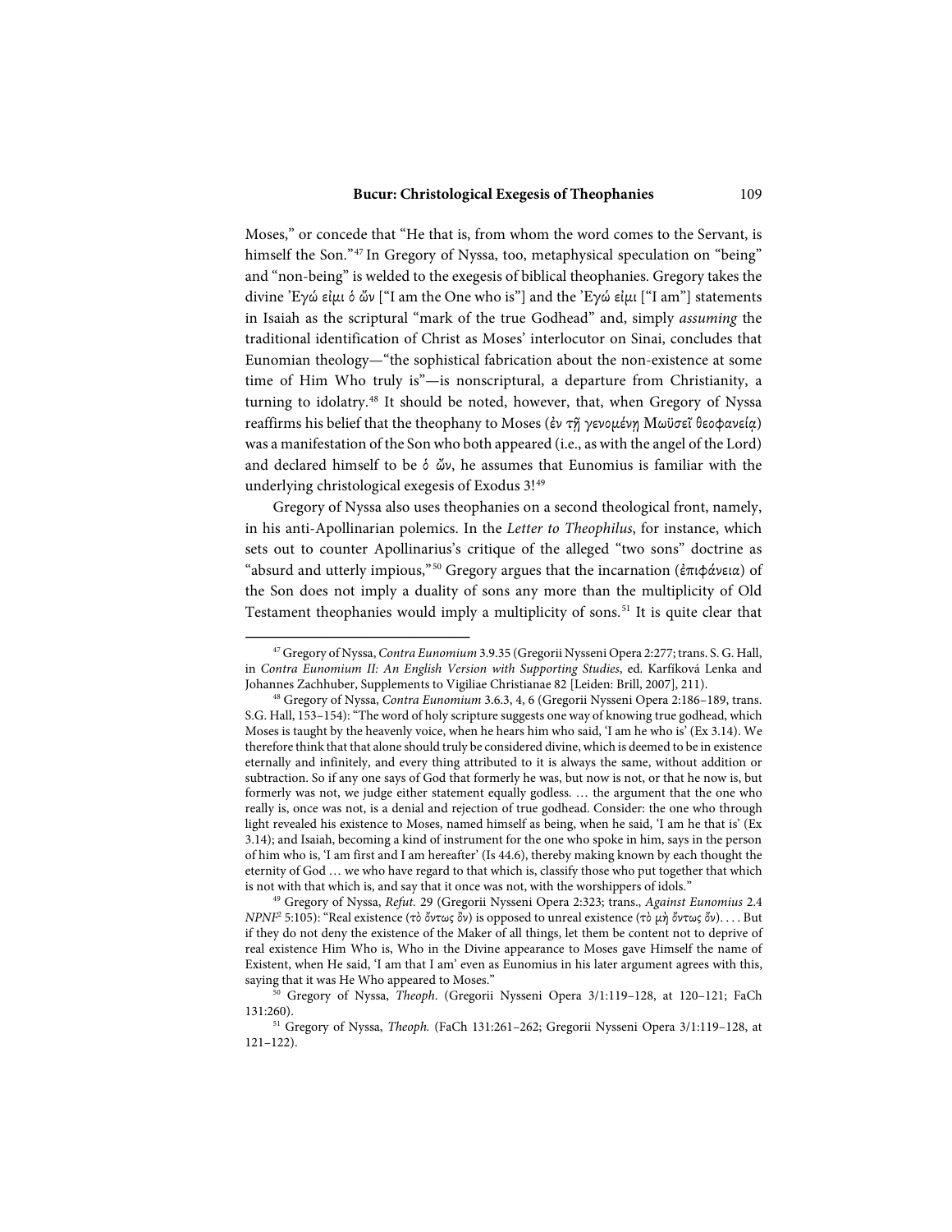Moses," or concede that "He that is, from whom the word comes to the Servant, is himself the Son."[47] In Gregory of Nyssa, too, metaphysical speculation on "being" and "non-being" is welded to the exegesis of biblical theophanies. Gregory takes the divine Ἐγώ εἰμι ὁ ὤν ["I am the One who is"] and the Ἐγώ εἰμι ["I am"] statements in Isaiah as the scriptural "mark of the true Godhead" and, simply *assuming* the traditional identification of Christ as Moses' interlocutor on Sinai, concludes that Eunomian theology—"the sophistical fabrication about the non-existence at some time of Him Who truly is"—is nonscriptural, a departure from Christianity, a turning to idolatry.[48] It should be noted, however, that, when Gregory of Nyssa reaffirms his belief that the theophany to Moses (ἐν τῇ γενομένῃ Μωϋσεῖ θεοφανείᾳ) was a manifestation of the Son who both appeared (i.e., as with the angel of the Lord) and declared himself to be ὁ ὤν, he assumes that Eunomius is familiar with the underlying christological exegesis of Exodus 3![49]

Gregory of Nyssa also uses theophanies on a second theological front, namely, in his anti-Apollinarian polemics. In the *Letter to Theophilus*, for instance, which sets out to counter Apollinarius's critique of the alleged "two sons" doctrine as "absurd and utterly impious,"[50] Gregory argues that the incarnation (ἐπιφάνεια) of the Son does not imply a duality of sons any more than the multiplicity of Old Testament theophanies would imply a multiplicity of sons.[51] It is quite clear that

---

[47] Gregory of Nyssa, *Contra Eunomium* 3.9.35 (Gregorii Nysseni Opera 2:277; trans. S. G. Hall, in *Contra Eunomium II: An English Version with Supporting Studies*, ed. Karfíková Lenka and Johannes Zachhuber, Supplements to Vigiliae Christianae 82 [Leiden: Brill, 2007], 211).

[48] Gregory of Nyssa, *Contra Eunomium* 3.6.3, 4, 6 (Gregorii Nysseni Opera 2:186–189, trans. S.G. Hall, 153–154): "The word of holy scripture suggests one way of knowing true godhead, which Moses is taught by the heavenly voice, when he hears him who said, 'I am he who is' (Ex 3.14). We therefore think that that alone should truly be considered divine, which is deemed to be in existence eternally and infinitely, and every thing attributed to it is always the same, without addition or subtraction. So if any one says of God that formerly he was, but now is not, or that he now is, but formerly was not, we judge either statement equally godless. … the argument that the one who really is, once was not, is a denial and rejection of true godhead. Consider: the one who through light revealed his existence to Moses, named himself as being, when he said, 'I am he that is' (Ex 3.14); and Isaiah, becoming a kind of instrument for the one who spoke in him, says in the person of him who is, 'I am first and I am hereafter' (Is 44.6), thereby making known by each thought the eternity of God … we who have regard to that which is, classify those who put together that which is not with that which is, and say that it once was not, with the worshippers of idols."

[49] Gregory of Nyssa, *Refut.* 29 (Gregorii Nysseni Opera 2:323; trans., *Against Eunomius* 2.4 *NPNF*[2] 5:105): "Real existence (τὸ ὄντως ὂν) is opposed to unreal existence (τὸ μὴ ὄντως ὄν). . . . But if they do not deny the existence of the Maker of all things, let them be content not to deprive of real existence Him Who is, Who in the Divine appearance to Moses gave Himself the name of Existent, when He said, 'I am that I am' even as Eunomius in his later argument agrees with this, saying that it was He Who appeared to Moses."

[50] Gregory of Nyssa, *Theoph*. (Gregorii Nysseni Opera 3/1:119–128, at 120–121; FaCh 131:260).

[51] Gregory of Nyssa, *Theoph.* (FaCh 131:261–262; Gregorii Nysseni Opera 3/1:119–128, at 121–122).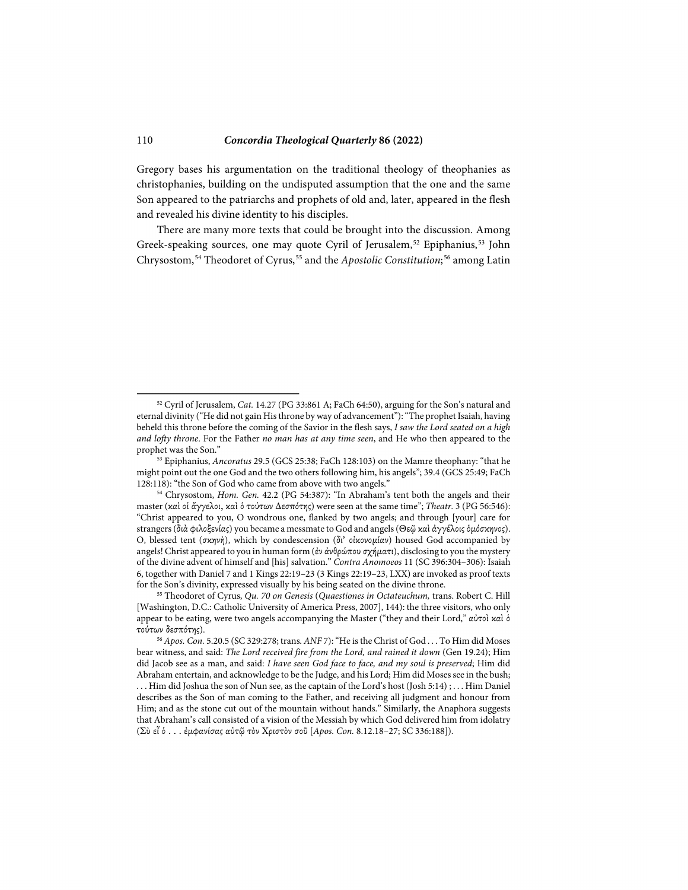Gregory bases his argumentation on the traditional theology of theophanies as christophanies, building on the undisputed assumption that the one and the same Son appeared to the patriarchs and prophets of old and, later, appeared in the flesh and revealed his divine identity to his disciples.

There are many more texts that could be brought into the discussion. Among Greek-speaking sources, one may quote Cyril of Jerusalem,[52] Epiphanius,[53] John Chrysostom,[54] Theodoret of Cyrus,[55] and the *Apostolic Constitution*;[56] among Latin

---

[52] Cyril of Jerusalem, *Cat.* 14.27 (PG 33:861 A; FaCh 64:50), arguing for the Son's natural and eternal divinity ("He did not gain His throne by way of advancement"): "The prophet Isaiah, having beheld this throne before the coming of the Savior in the flesh says, *I saw the Lord seated on a high and lofty throne*. For the Father *no man has at any time seen*, and He who then appeared to the prophet was the Son."

[53] Epiphanius, *Ancoratus* 29.5 (GCS 25:38; FaCh 128:103) on the Mamre theophany: "that he might point out the one God and the two others following him, his angels"; 39.4 (GCS 25:49; FaCh 128:118): "the Son of God who came from above with two angels."

[54] Chrysostom, *Hom. Gen.* 42.2 (PG 54:387): "In Abraham's tent both the angels and their master (καὶ οἱ ἄγγελοι, καὶ ὁ τούτων Δεσπότης) were seen at the same time"; *Theatr.* 3 (PG 56:546): "Christ appeared to you, O wondrous one, flanked by two angels; and through [your] care for strangers (διὰ φιλοξενίας) you became a messmate to God and angels (Θεῷ καὶ ἀγγέλοις ὁμόσκηνος). O, blessed tent (*σκηνή*), which by condescension (*δι' οἰκονομίαν*) housed God accompanied by angels! Christ appeared to you in human form (*ἐν ἀνθρώπου σχήματι*), disclosing to you the mystery of the divine advent of himself and [his] salvation." *Contra Anomoeos* 11 (SC 396:304–306): Isaiah 6, together with Daniel 7 and 1 Kings 22:19–23 (3 Kings 22:19–23, LXX) are invoked as proof texts for the Son's divinity, expressed visually by his being seated on the divine throne.

[55] Theodoret of Cyrus, *Qu. 70 on Genesis* (*Quaestiones in Octateuchum,* trans. Robert C. Hill [Washington, D.C.: Catholic University of America Press, 2007], 144): the three visitors, who only appear to be eating, were two angels accompanying the Master ("they and their Lord," *αὐτοὶ καὶ ὁ τούτων δεσπότης*).

[56] *Apos. Con.* 5.20.5 (SC 329:278; trans. *ANF* 7): "He is the Christ of God . . . To Him did Moses bear witness, and said: *The Lord received fire from the Lord, and rained it down* (Gen 19.24); Him did Jacob see as a man, and said: *I have seen God face to face, and my soul is preserved*; Him did Abraham entertain, and acknowledge to be the Judge, and his Lord; Him did Moses see in the bush; . . . Him did Joshua the son of Nun see, as the captain of the Lord's host (Josh 5:14) ; . . . Him Daniel describes as the Son of man coming to the Father, and receiving all judgment and honour from Him; and as the stone cut out of the mountain without hands." Similarly, the Anaphora suggests that Abraham's call consisted of a vision of the Messiah by which God delivered him from idolatry (Σὺ εἶ ὁ . . . ἐμφανίσας αὐτῷ τὸν Χριστὸν σοῦ [*Apos. Con.* 8.12.18–27; SC 336:188]).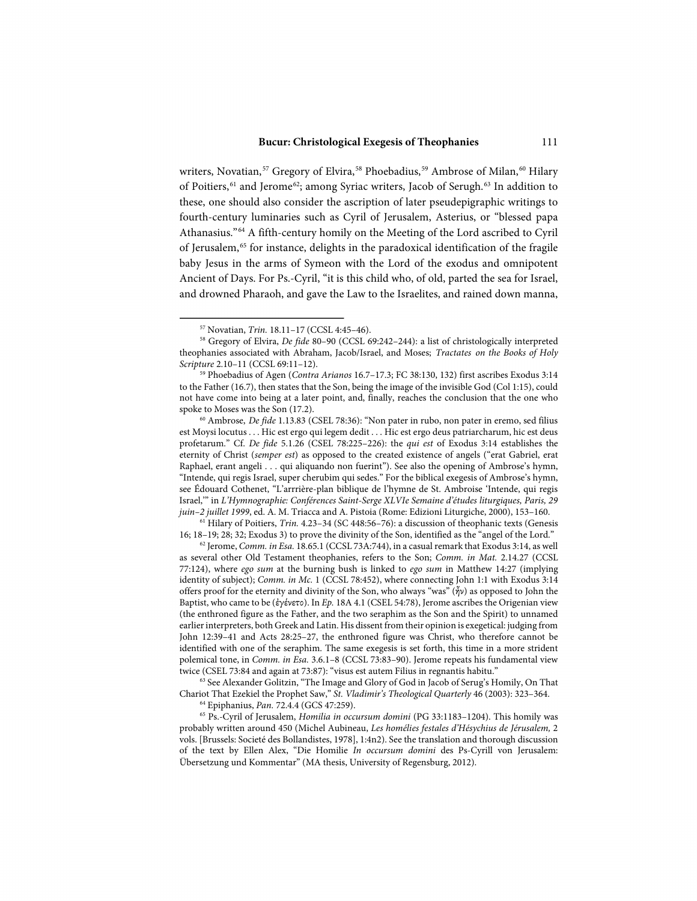writers, Novatian,[57] Gregory of Elvira,[58] Phoebadius,[59] Ambrose of Milan,[60] Hilary of Poitiers,[61] and Jerome[62]; among Syriac writers, Jacob of Serugh.[63] In addition to these, one should also consider the ascription of later pseudepigraphic writings to fourth-century luminaries such as Cyril of Jerusalem, Asterius, or "blessed papa Athanasius."[64] A fifth-century homily on the Meeting of the Lord ascribed to Cyril of Jerusalem,[65] for instance, delights in the paradoxical identification of the fragile baby Jesus in the arms of Symeon with the Lord of the exodus and omnipotent Ancient of Days. For Ps.-Cyril, "it is this child who, of old, parted the sea for Israel, and drowned Pharaoh, and gave the Law to the Israelites, and rained down manna,

---

[57] Novatian, *Trin.* 18.11–17 (CCSL 4:45–46).

[58] Gregory of Elvira, *De fide* 80–90 (CCSL 69:242–244): a list of christologically interpreted theophanies associated with Abraham, Jacob/Israel, and Moses; *Tractates on the Books of Holy Scripture* 2.10–11 (CCSL 69:11–12).

[59] Phoebadius of Agen (*Contra Arianos* 16.7–17.3; FC 38:130, 132) first ascribes Exodus 3:14 to the Father (16.7), then states that the Son, being the image of the invisible God (Col 1:15), could not have come into being at a later point, and, finally, reaches the conclusion that the one who spoke to Moses was the Son (17.2).

[60] Ambrose, *De fide* 1.13.83 (CSEL 78:36): "Non pater in rubo, non pater in eremo, sed filius est Moysi locutus . . . Hic est ergo qui legem dedit . . . Hic est ergo deus patriarcharum, hic est deus profetarum." Cf. *De fide* 5.1.26 (CSEL 78:225–226): the *qui est* of Exodus 3:14 establishes the eternity of Christ (*semper est*) as opposed to the created existence of angels ("erat Gabriel, erat Raphael, erant angeli . . . qui aliquando non fuerint"). See also the opening of Ambrose's hymn, "Intende, qui regis Israel, super cherubim qui sedes." For the biblical exegesis of Ambrose's hymn, see Édouard Cothenet, "L'arrrière-plan biblique de l'hymne de St. Ambroise 'Intende, qui regis Israel,'" in *L'Hymnographie: Conférences Saint-Serge XLVIe Semaine d'études liturgiques, Paris, 29 juin–2 juillet 1999*, ed. A. M. Triacca and A. Pistoia (Rome: Edizioni Liturgiche, 2000), 153–160.

[61] Hilary of Poitiers, *Trin.* 4.23–34 (SC 448:56–76): a discussion of theophanic texts (Genesis 16; 18–19; 28; 32; Exodus 3) to prove the divinity of the Son, identified as the "angel of the Lord."

[62] Jerome, *Comm. in Esa.* 18.65.1 (CCSL 73A:744), in a casual remark that Exodus 3:14, as well as several other Old Testament theophanies, refers to the Son; *Comm. in Mat.* 2.14.27 (CCSL 77:124), where *ego sum* at the burning bush is linked to *ego sum* in Matthew 14:27 (implying identity of subject); *Comm. in Mc.* 1 (CCSL 78:452), where connecting John 1:1 with Exodus 3:14 offers proof for the eternity and divinity of the Son, who always "was" (ἦν) as opposed to John the Baptist, who came to be (ἐγένετο). In *Ep.* 18A 4.1 (CSEL 54:78), Jerome ascribes the Origenian view (the enthroned figure as the Father, and the two seraphim as the Son and the Spirit) to unnamed earlier interpreters, both Greek and Latin. His dissent from their opinion is exegetical: judging from John 12:39–41 and Acts 28:25–27, the enthroned figure was Christ, who therefore cannot be identified with one of the seraphim. The same exegesis is set forth, this time in a more strident polemical tone, in *Comm. in Esa.* 3.6.1–8 (CCSL 73:83–90). Jerome repeats his fundamental view twice (CSEL 73:84 and again at 73:87): "visus est autem Filius in regnantis habitu."

[63] See Alexander Golitzin, "The Image and Glory of God in Jacob of Serug's Homily, On That Chariot That Ezekiel the Prophet Saw," *St. Vladimir's Theological Quarterly* 46 (2003): 323–364.

[64] Epiphanius, *Pan.* 72.4.4 (GCS 47:259).

[65] Ps.-Cyril of Jerusalem, *Homilia in occursum domini* (PG 33:1183–1204). This homily was probably written around 450 (Michel Aubineau, *Les homélies festales d'Hésychius de Jérusalem*, 2 vols. [Brussels: Societé des Bollandistes, 1978], 1:4n2). See the translation and thorough discussion of the text by Ellen Alex, "Die Homilie *In occursum domini* des Ps-Cyrill von Jerusalem: Übersetzung und Kommentar" (MA thesis, University of Regensburg, 2012).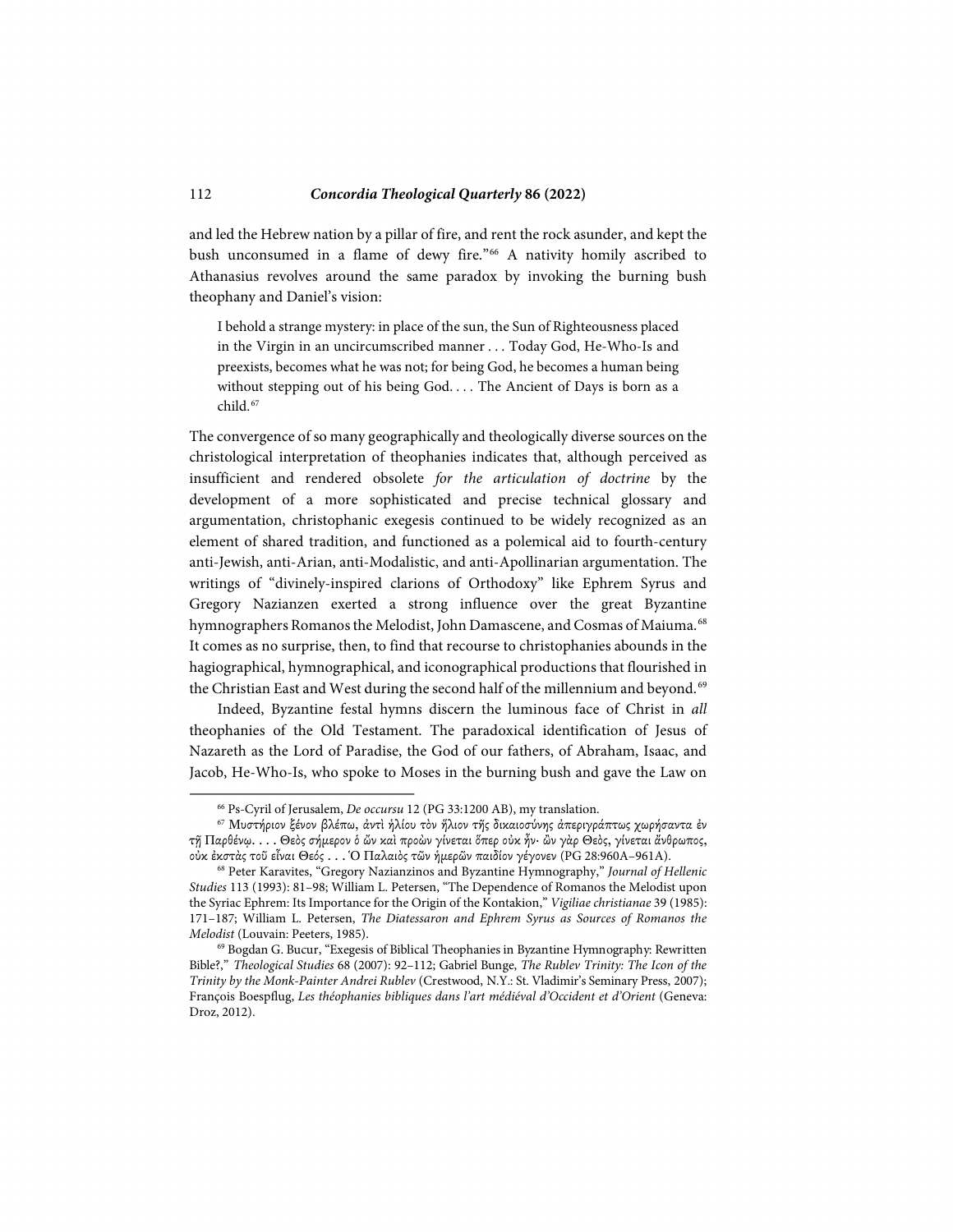and led the Hebrew nation by a pillar of fire, and rent the rock asunder, and kept the bush unconsumed in a flame of dewy fire."[66] A nativity homily ascribed to Athanasius revolves around the same paradox by invoking the burning bush theophany and Daniel's vision:

> I behold a strange mystery: in place of the sun, the Sun of Righteousness placed in the Virgin in an uncircumscribed manner . . . Today God, He-Who-Is and preexists, becomes what he was not; for being God, he becomes a human being without stepping out of his being God. . . . The Ancient of Days is born as a child.[67]

The convergence of so many geographically and theologically diverse sources on the christological interpretation of theophanies indicates that, although perceived as insufficient and rendered obsolete *for the articulation of doctrine* by the development of a more sophisticated and precise technical glossary and argumentation, christophanic exegesis continued to be widely recognized as an element of shared tradition, and functioned as a polemical aid to fourth-century anti-Jewish, anti-Arian, anti-Modalistic, and anti-Apollinarian argumentation. The writings of "divinely-inspired clarions of Orthodoxy" like Ephrem Syrus and Gregory Nazianzen exerted a strong influence over the great Byzantine hymnographers Romanos the Melodist, John Damascene, and Cosmas of Maiuma.[68] It comes as no surprise, then, to find that recourse to christophanies abounds in the hagiographical, hymnographical, and iconographical productions that flourished in the Christian East and West during the second half of the millennium and beyond.[69]

Indeed, Byzantine festal hymns discern the luminous face of Christ in *all* theophanies of the Old Testament. The paradoxical identification of Jesus of Nazareth as the Lord of Paradise, the God of our fathers, of Abraham, Isaac, and Jacob, He-Who-Is, who spoke to Moses in the burning bush and gave the Law on

---

[66] Ps-Cyril of Jerusalem, *De occursu* 12 (PG 33:1200 AB), my translation.

[67] Μυστήριον ξένον βλέπω, ἀντὶ ἡλίου τὸν ἥλιον τῆς δικαιοσύνης ἀπεριγράπτως χωρήσαντα ἐν τῇ Παρθένῳ. . . . Θεὸς σήμερον ὁ ὢν καὶ προὼν γίνεται ὅπερ οὐκ ἦν· ὢν γὰρ Θεὸς, γίνεται ἄνθρωπος, οὐκ ἐκστὰς τοῦ εἶναι Θεός . . . Ὁ Παλαιὸς τῶν ἡμερῶν παιδίον γέγονεν (PG 28:960A–961A).

[68] Peter Karavites, "Gregory Nazianzinos and Byzantine Hymnography," *Journal of Hellenic Studies* 113 (1993): 81–98; William L. Petersen, "The Dependence of Romanos the Melodist upon the Syriac Ephrem: Its Importance for the Origin of the Kontakion," *Vigiliae christianae* 39 (1985): 171–187; William L. Petersen, *The Diatessaron and Ephrem Syrus as Sources of Romanos the Melodist* (Louvain: Peeters, 1985).

[69] Bogdan G. Bucur, "Exegesis of Biblical Theophanies in Byzantine Hymnography: Rewritten Bible?," *Theological Studies* 68 (2007): 92–112; Gabriel Bunge, *The Rublev Trinity: The Icon of the Trinity by the Monk-Painter Andrei Rublev* (Crestwood, N.Y.: St. Vladimir's Seminary Press, 2007); François Boespflug, *Les théophanies bibliques dans l'art médiéval d'Occident et d'Orient* (Geneva: Droz, 2012).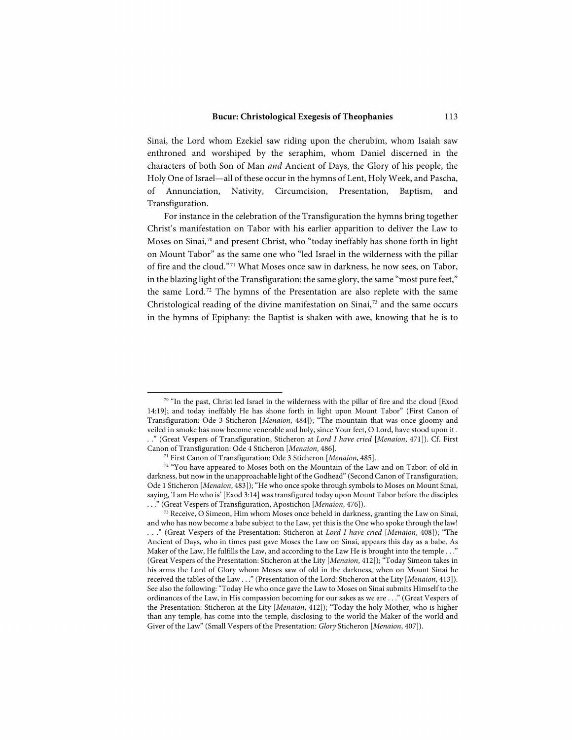Sinai, the Lord whom Ezekiel saw riding upon the cherubim, whom Isaiah saw enthroned and worshiped by the seraphim, whom Daniel discerned in the characters of both Son of Man *and* Ancient of Days, the Glory of his people, the Holy One of Israel—all of these occur in the hymns of Lent, Holy Week, and Pascha, of Annunciation, Nativity, Circumcision, Presentation, Baptism, and Transfiguration.

For instance in the celebration of the Transfiguration the hymns bring together Christ's manifestation on Tabor with his earlier apparition to deliver the Law to Moses on Sinai,[70] and present Christ, who "today ineffably has shone forth in light on Mount Tabor" as the same one who "led Israel in the wilderness with the pillar of fire and the cloud."[71] What Moses once saw in darkness, he now sees, on Tabor, in the blazing light of the Transfiguration: the same glory, the same "most pure feet," the same Lord.[72] The hymns of the Presentation are also replete with the same Christological reading of the divine manifestation on Sinai,[73] and the same occurs in the hymns of Epiphany: the Baptist is shaken with awe, knowing that he is to

---

[70] "In the past, Christ led Israel in the wilderness with the pillar of fire and the cloud [Exod 14:19]; and today ineffably He has shone forth in light upon Mount Tabor" (First Canon of Transfiguration: Ode 3 Sticheron [*Menaion*, 484]); "The mountain that was once gloomy and veiled in smoke has now become venerable and holy, since Your feet, O Lord, have stood upon it . . ." (Great Vespers of Transfiguration, Sticheron at *Lord I have cried* [*Menaion*, 471]). Cf. First Canon of Transfiguration: Ode 4 Sticheron [*Menaion*, 486].

[71] First Canon of Transfiguration: Ode 3 Sticheron [*Menaion*, 485].

[72] "You have appeared to Moses both on the Mountain of the Law and on Tabor: of old in darkness, but now in the unapproachable light of the Godhead" (Second Canon of Transfiguration, Ode 1 Sticheron [*Menaion*, 483]); "He who once spoke through symbols to Moses on Mount Sinai, saying, 'I am He who is' [Exod 3:14] was transfigured today upon Mount Tabor before the disciples . . ." (Great Vespers of Transfiguration, Apostichon [*Menaion*, 476]).

[73] Receive, O Simeon, Him whom Moses once beheld in darkness, granting the Law on Sinai, and who has now become a babe subject to the Law, yet this is the One who spoke through the law! . . ." (Great Vespers of the Presentation: Sticheron at *Lord I have cried* [*Menaion*, 408]); "The Ancient of Days, who in times past gave Moses the Law on Sinai, appears this day as a babe. As Maker of the Law, He fulfills the Law, and according to the Law He is brought into the temple . . ." (Great Vespers of the Presentation: Sticheron at the Lity [*Menaion*, 412]); "Today Simeon takes in his arms the Lord of Glory whom Moses saw of old in the darkness, when on Mount Sinai he received the tables of the Law . . ." (Presentation of the Lord: Sticheron at the Lity [*Menaion*, 413]). See also the following: "Today He who once gave the Law to Moses on Sinai submits Himself to the ordinances of the Law, in His compassion becoming for our sakes as we are . . ." (Great Vespers of the Presentation: Sticheron at the Lity [*Menaion*, 412]); "Today the holy Mother, who is higher than any temple, has come into the temple, disclosing to the world the Maker of the world and Giver of the Law" (Small Vespers of the Presentation: *Glory* Sticheron [*Menaion*, 407]).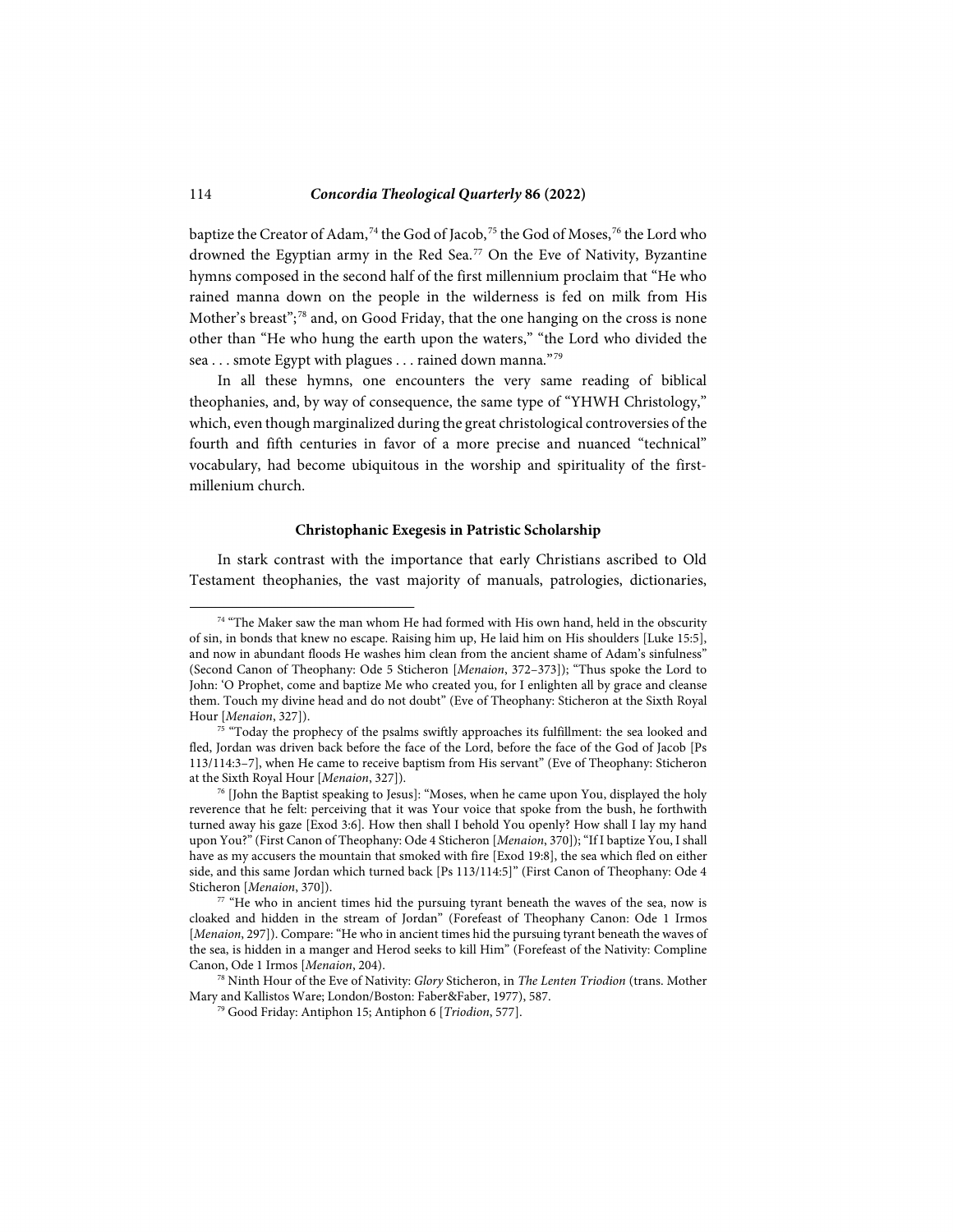baptize the Creator of Adam,[74] the God of Jacob,[75] the God of Moses,[76] the Lord who drowned the Egyptian army in the Red Sea.[77] On the Eve of Nativity, Byzantine hymns composed in the second half of the first millennium proclaim that "He who rained manna down on the people in the wilderness is fed on milk from His Mother's breast";[78] and, on Good Friday, that the one hanging on the cross is none other than "He who hung the earth upon the waters," "the Lord who divided the sea . . . smote Egypt with plagues . . . rained down manna."[79]

In all these hymns, one encounters the very same reading of biblical theophanies, and, by way of consequence, the same type of "YHWH Christology," which, even though marginalized during the great christological controversies of the fourth and fifth centuries in favor of a more precise and nuanced "technical" vocabulary, had become ubiquitous in the worship and spirituality of the first-millenium church.

### Christophanic Exegesis in Patristic Scholarship

In stark contrast with the importance that early Christians ascribed to Old Testament theophanies, the vast majority of manuals, patrologies, dictionaries,

---

[74] "The Maker saw the man whom He had formed with His own hand, held in the obscurity of sin, in bonds that knew no escape. Raising him up, He laid him on His shoulders [Luke 15:5], and now in abundant floods He washes him clean from the ancient shame of Adam's sinfulness" (Second Canon of Theophany: Ode 5 Sticheron [*Menaion*, 372–373]); "Thus spoke the Lord to John: 'O Prophet, come and baptize Me who created you, for I enlighten all by grace and cleanse them. Touch my divine head and do not doubt" (Eve of Theophany: Sticheron at the Sixth Royal Hour [*Menaion*, 327]).

[75] "Today the prophecy of the psalms swiftly approaches its fulfillment: the sea looked and fled, Jordan was driven back before the face of the Lord, before the face of the God of Jacob [Ps 113/114:3–7], when He came to receive baptism from His servant" (Eve of Theophany: Sticheron at the Sixth Royal Hour [*Menaion*, 327]).

[76] [John the Baptist speaking to Jesus]: "Moses, when he came upon You, displayed the holy reverence that he felt: perceiving that it was Your voice that spoke from the bush, he forthwith turned away his gaze [Exod 3:6]. How then shall I behold You openly? How shall I lay my hand upon You?" (First Canon of Theophany: Ode 4 Sticheron [*Menaion*, 370]); "If I baptize You, I shall have as my accusers the mountain that smoked with fire [Exod 19:8], the sea which fled on either side, and this same Jordan which turned back [Ps 113/114:5]" (First Canon of Theophany: Ode 4 Sticheron [*Menaion*, 370]).

[77] "He who in ancient times hid the pursuing tyrant beneath the waves of the sea, now is cloaked and hidden in the stream of Jordan" (Forefeast of Theophany Canon: Ode 1 Irmos [*Menaion*, 297]). Compare: "He who in ancient times hid the pursuing tyrant beneath the waves of the sea, is hidden in a manger and Herod seeks to kill Him" (Forefeast of the Nativity: Compline Canon, Ode 1 Irmos [*Menaion*, 204).

[78] Ninth Hour of the Eve of Nativity: *Glory* Sticheron, in *The Lenten Triodion* (trans. Mother Mary and Kallistos Ware; London/Boston: Faber&Faber, 1977), 587.

[79] Good Friday: Antiphon 15; Antiphon 6 [*Triodion*, 577].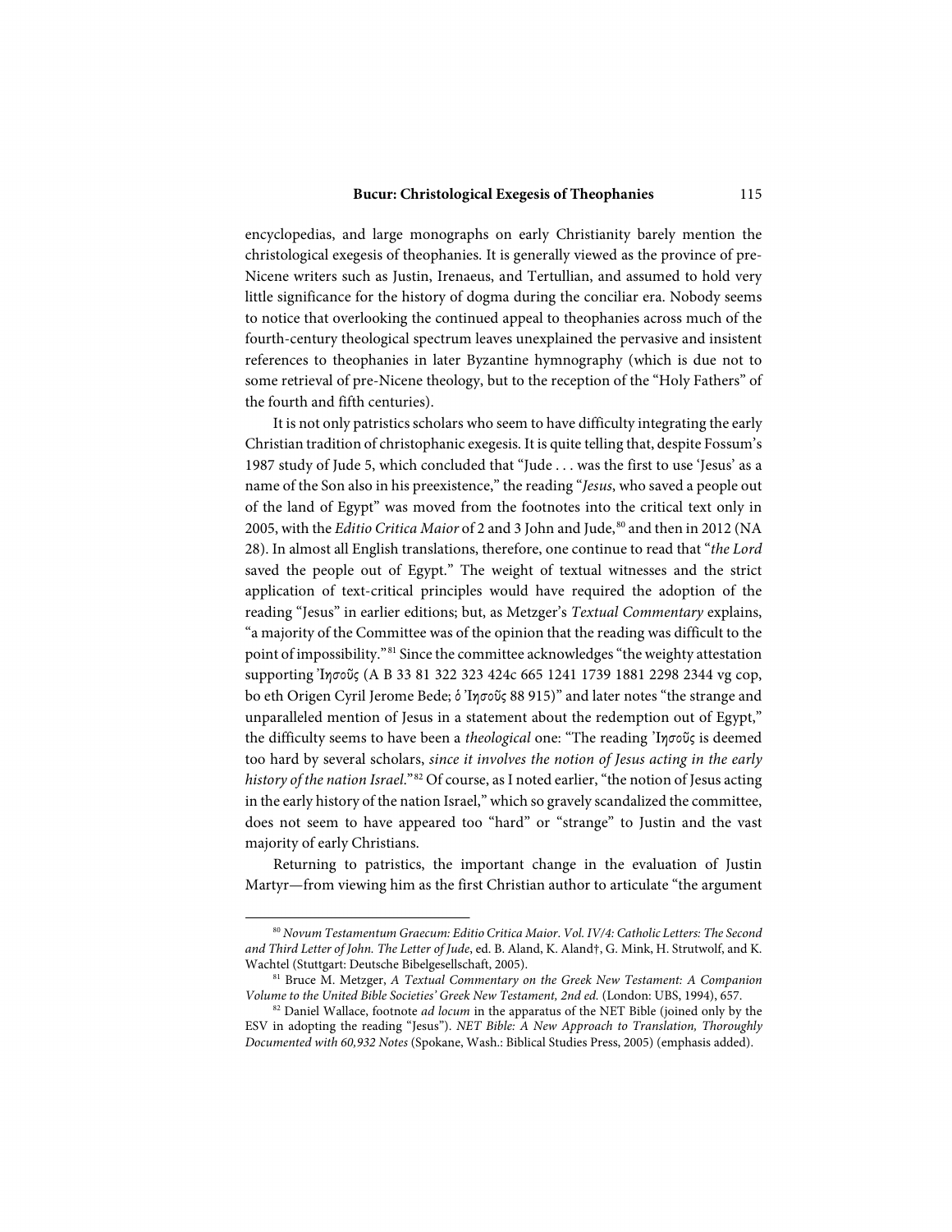encyclopedias, and large monographs on early Christianity barely mention the christological exegesis of theophanies. It is generally viewed as the province of pre-Nicene writers such as Justin, Irenaeus, and Tertullian, and assumed to hold very little significance for the history of dogma during the conciliar era. Nobody seems to notice that overlooking the continued appeal to theophanies across much of the fourth-century theological spectrum leaves unexplained the pervasive and insistent references to theophanies in later Byzantine hymnography (which is due not to some retrieval of pre-Nicene theology, but to the reception of the "Holy Fathers" of the fourth and fifth centuries).

It is not only patristics scholars who seem to have difficulty integrating the early Christian tradition of christophanic exegesis. It is quite telling that, despite Fossum's 1987 study of Jude 5, which concluded that "Jude . . . was the first to use 'Jesus' as a name of the Son also in his preexistence," the reading "*Jesus*, who saved a people out of the land of Egypt" was moved from the footnotes into the critical text only in 2005, with the *Editio Critica Maior* of 2 and 3 John and Jude,[80] and then in 2012 (NA 28). In almost all English translations, therefore, one continue to read that "*the Lord* saved the people out of Egypt." The weight of textual witnesses and the strict application of text-critical principles would have required the adoption of the reading "Jesus" in earlier editions; but, as Metzger's *Textual Commentary* explains, "a majority of the Committee was of the opinion that the reading was difficult to the point of impossibility."[81] Since the committee acknowledges "the weighty attestation supporting Ἰησοῦς (A B 33 81 322 323 424c 665 1241 1739 1881 2298 2344 vg cop, bo eth Origen Cyril Jerome Bede; ὁ Ἰησοῦς 88 915)" and later notes "the strange and unparalleled mention of Jesus in a statement about the redemption out of Egypt," the difficulty seems to have been a *theological* one: "The reading Ἰησοῦς is deemed too hard by several scholars, *since it involves the notion of Jesus acting in the early history of the nation Israel*."[82] Of course, as I noted earlier, "the notion of Jesus acting in the early history of the nation Israel," which so gravely scandalized the committee, does not seem to have appeared too "hard" or "strange" to Justin and the vast majority of early Christians.

Returning to patristics, the important change in the evaluation of Justin Martyr—from viewing him as the first Christian author to articulate "the argument

---

[80] *Novum Testamentum Graecum: Editio Critica Maior. Vol. IV/4: Catholic Letters: The Second and Third Letter of John. The Letter of Jude*, ed. B. Aland, K. Aland†, G. Mink, H. Strutwolf, and K. Wachtel (Stuttgart: Deutsche Bibelgesellschaft, 2005).

[81] Bruce M. Metzger, *A Textual Commentary on the Greek New Testament: A Companion Volume to the United Bible Societies' Greek New Testament, 2nd ed.* (London: UBS, 1994), 657.

[82] Daniel Wallace, footnote *ad locum* in the apparatus of the NET Bible (joined only by the ESV in adopting the reading "Jesus"). *NET Bible: A New Approach to Translation, Thoroughly Documented with 60,932 Notes* (Spokane, Wash.: Biblical Studies Press, 2005) (emphasis added).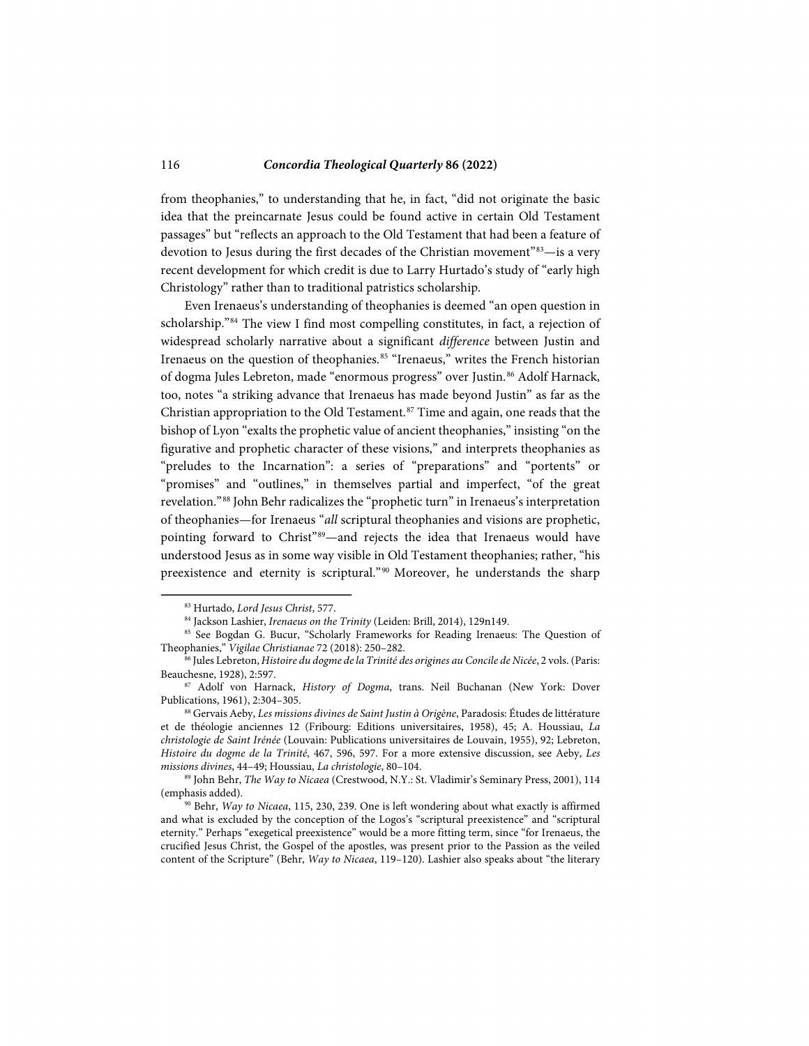from theophanies," to understanding that he, in fact, "did not originate the basic idea that the preincarnate Jesus could be found active in certain Old Testament passages" but "reflects an approach to the Old Testament that had been a feature of devotion to Jesus during the first decades of the Christian movement"[83]—is a very recent development for which credit is due to Larry Hurtado's study of "early high Christology" rather than to traditional patristics scholarship.

Even Irenaeus's understanding of theophanies is deemed "an open question in scholarship."[84] The view I find most compelling constitutes, in fact, a rejection of widespread scholarly narrative about a significant *difference* between Justin and Irenaeus on the question of theophanies.[85] "Irenaeus," writes the French historian of dogma Jules Lebreton, made "enormous progress" over Justin.[86] Adolf Harnack, too, notes "a striking advance that Irenaeus has made beyond Justin" as far as the Christian appropriation to the Old Testament.[87] Time and again, one reads that the bishop of Lyon "exalts the prophetic value of ancient theophanies," insisting "on the figurative and prophetic character of these visions," and interprets theophanies as "preludes to the Incarnation": a series of "preparations" and "portents" or "promises" and "outlines," in themselves partial and imperfect, "of the great revelation."[88] John Behr radicalizes the "prophetic turn" in Irenaeus's interpretation of theophanies—for Irenaeus "*all* scriptural theophanies and visions are prophetic, pointing forward to Christ"[89]—and rejects the idea that Irenaeus would have understood Jesus as in some way visible in Old Testament theophanies; rather, "his preexistence and eternity is scriptural."[90] Moreover, he understands the sharp

---

[83] Hurtado, *Lord Jesus Christ*, 577.

[84] Jackson Lashier, *Irenaeus on the Trinity* (Leiden: Brill, 2014), 129n149.

[85] See Bogdan G. Bucur, "Scholarly Frameworks for Reading Irenaeus: The Question of Theophanies," *Vigilae Christianae* 72 (2018): 250–282.

[86] Jules Lebreton, *Histoire du dogme de la Trinité des origines au Concile de Nicée*, 2 vols. (Paris: Beauchesne, 1928), 2:597.

[87] Adolf von Harnack, *History of Dogma*, trans. Neil Buchanan (New York: Dover Publications, 1961), 2:304–305.

[88] Gervais Aeby, *Les missions divines de Saint Justin à Origène*, Paradosis: Études de littérature et de théologie anciennes 12 (Fribourg: Editions universitaires, 1958), 45; A. Houssiau, *La christologie de Saint Irénée* (Louvain: Publications universitaires de Louvain, 1955), 92; Lebreton, *Histoire du dogme de la Trinité*, 467, 596, 597. For a more extensive discussion, see Aeby, *Les missions divines*, 44–49; Houssiau, *La christologie*, 80–104.

[89] John Behr, *The Way to Nicaea* (Crestwood, N.Y.: St. Vladimir's Seminary Press, 2001), 114 (emphasis added).

[90] Behr, *Way to Nicaea*, 115, 230, 239. One is left wondering about what exactly is affirmed and what is excluded by the conception of the Logos's "scriptural preexistence" and "scriptural eternity." Perhaps "exegetical preexistence" would be a more fitting term, since "for Irenaeus, the crucified Jesus Christ, the Gospel of the apostles, was present prior to the Passion as the veiled content of the Scripture" (Behr, *Way to Nicaea*, 119–120). Lashier also speaks about "the literary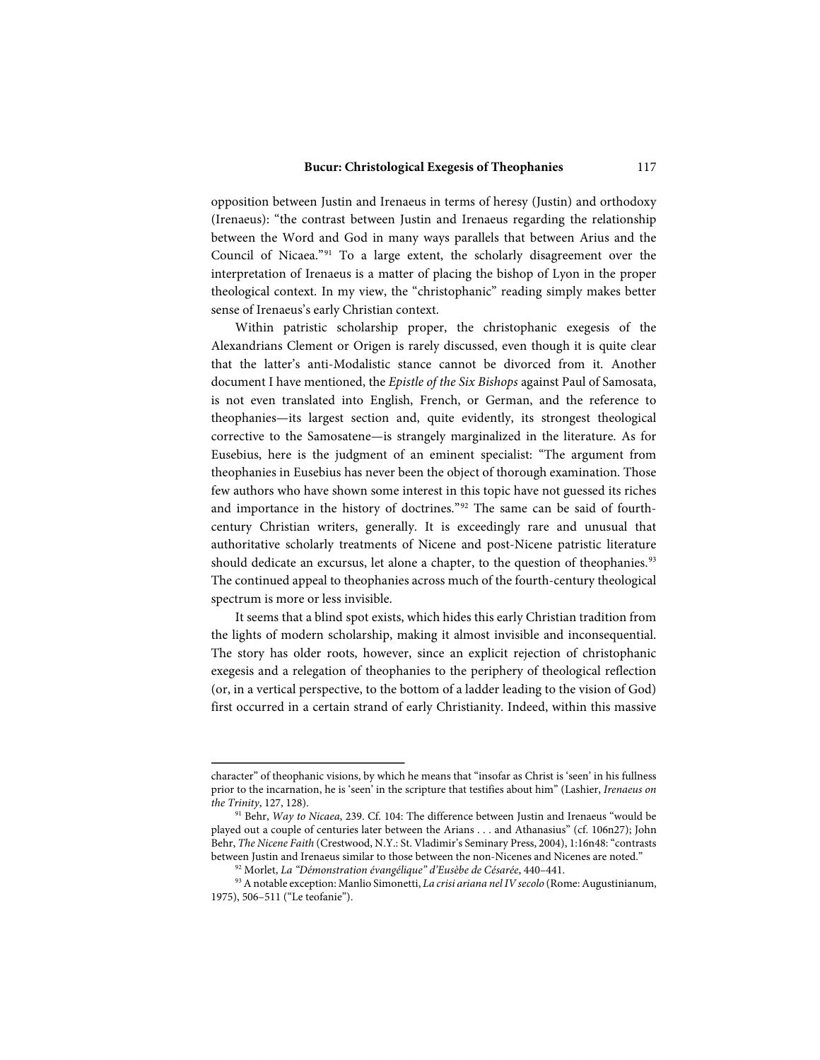opposition between Justin and Irenaeus in terms of heresy (Justin) and orthodoxy (Irenaeus): "the contrast between Justin and Irenaeus regarding the relationship between the Word and God in many ways parallels that between Arius and the Council of Nicaea."[91] To a large extent, the scholarly disagreement over the interpretation of Irenaeus is a matter of placing the bishop of Lyon in the proper theological context. In my view, the "christophanic" reading simply makes better sense of Irenaeus's early Christian context.

Within patristic scholarship proper, the christophanic exegesis of the Alexandrians Clement or Origen is rarely discussed, even though it is quite clear that the latter's anti-Modalistic stance cannot be divorced from it. Another document I have mentioned, the *Epistle of the Six Bishops* against Paul of Samosata, is not even translated into English, French, or German, and the reference to theophanies—its largest section and, quite evidently, its strongest theological corrective to the Samosatene—is strangely marginalized in the literature. As for Eusebius, here is the judgment of an eminent specialist: "The argument from theophanies in Eusebius has never been the object of thorough examination. Those few authors who have shown some interest in this topic have not guessed its riches and importance in the history of doctrines."[92] The same can be said of fourth-century Christian writers, generally. It is exceedingly rare and unusual that authoritative scholarly treatments of Nicene and post-Nicene patristic literature should dedicate an excursus, let alone a chapter, to the question of theophanies.[93] The continued appeal to theophanies across much of the fourth-century theological spectrum is more or less invisible.

It seems that a blind spot exists, which hides this early Christian tradition from the lights of modern scholarship, making it almost invisible and inconsequential. The story has older roots, however, since an explicit rejection of christophanic exegesis and a relegation of theophanies to the periphery of theological reflection (or, in a vertical perspective, to the bottom of a ladder leading to the vision of God) first occurred in a certain strand of early Christianity. Indeed, within this massive

---

character" of theophanic visions, by which he means that "insofar as Christ is 'seen' in his fullness prior to the incarnation, he is 'seen' in the scripture that testifies about him" (Lashier, *Irenaeus on the Trinity*, 127, 128).

[91] Behr, *Way to Nicaea*, 239. Cf. 104: The difference between Justin and Irenaeus "would be played out a couple of centuries later between the Arians . . . and Athanasius" (cf. 106n27); John Behr, *The Nicene Faith* (Crestwood, N.Y.: St. Vladimir's Seminary Press, 2004), 1:16n48: "contrasts between Justin and Irenaeus similar to those between the non-Nicenes and Nicenes are noted."

[92] Morlet, *La "Démonstration évangélique" d'Eusèbe de Césarée*, 440–441.

[93] A notable exception: Manlio Simonetti, *La crisi ariana nel IV secolo* (Rome: Augustinianum, 1975), 506–511 ("Le teofanie").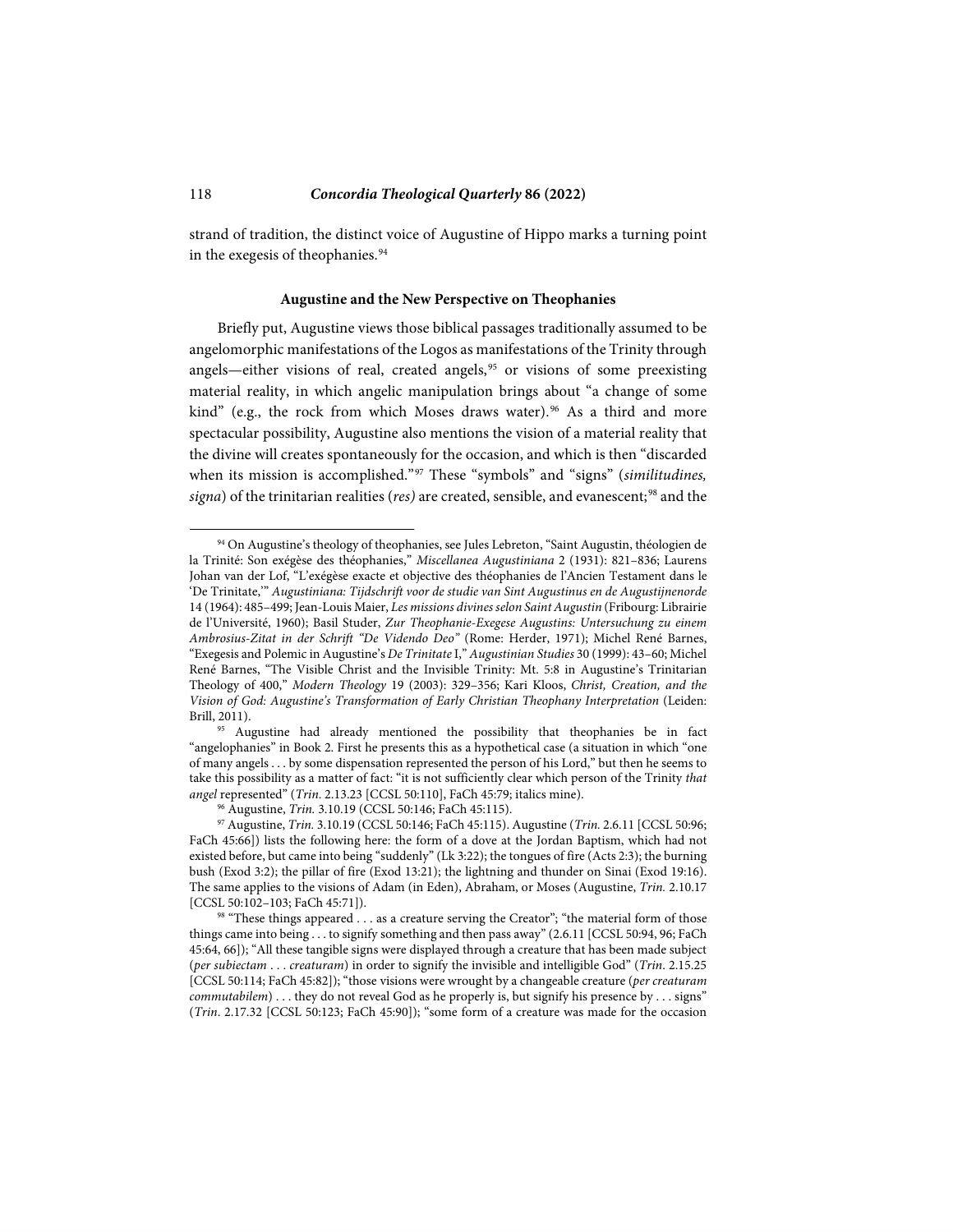strand of tradition, the distinct voice of Augustine of Hippo marks a turning point in the exegesis of theophanies.[94]

### Augustine and the New Perspective on Theophanies

Briefly put, Augustine views those biblical passages traditionally assumed to be angelomorphic manifestations of the Logos as manifestations of the Trinity through angels—either visions of real, created angels,[95] or visions of some preexisting material reality, in which angelic manipulation brings about "a change of some kind" (e.g., the rock from which Moses draws water).[96] As a third and more spectacular possibility, Augustine also mentions the vision of a material reality that the divine will creates spontaneously for the occasion, and which is then "discarded when its mission is accomplished."[97] These "symbols" and "signs" (*similitudines, signa*) of the trinitarian realities (*res)* are created, sensible, and evanescent;[98] and the

---

[94] On Augustine's theology of theophanies, see Jules Lebreton, "Saint Augustin, théologien de la Trinité: Son exégèse des théophanies," *Miscellanea Augustiniana* 2 (1931): 821–836; Laurens Johan van der Lof, "L'exégèse exacte et objective des théophanies de l'Ancien Testament dans le 'De Trinitate,'" *Augustiniana: Tijdschrift voor de studie van Sint Augustinus en de Augustijnenorde* 14 (1964): 485–499; Jean-Louis Maier, *Les missions divines selon Saint Augustin* (Fribourg: Librairie de l'Université, 1960); Basil Studer, *Zur Theophanie-Exegese Augustins: Untersuchung zu einem Ambrosius-Zitat in der Schrift "De Videndo Deo"* (Rome: Herder, 1971); Michel René Barnes, "Exegesis and Polemic in Augustine's *De Trinitate* I," *Augustinian Studies* 30 (1999): 43–60; Michel René Barnes, "The Visible Christ and the Invisible Trinity: Mt. 5:8 in Augustine's Trinitarian Theology of 400," *Modern Theology* 19 (2003): 329–356; Kari Kloos, *Christ, Creation, and the Vision of God: Augustine's Transformation of Early Christian Theophany Interpretation* (Leiden: Brill, 2011).

[95] Augustine had already mentioned the possibility that theophanies be in fact "angelophanies" in Book 2. First he presents this as a hypothetical case (a situation in which "one of many angels . . . by some dispensation represented the person of his Lord," but then he seems to take this possibility as a matter of fact: "it is not sufficiently clear which person of the Trinity *that angel* represented" (*Trin.* 2.13.23 [CCSL 50:110], FaCh 45:79; italics mine).

[96] Augustine, *Trin.* 3.10.19 (CCSL 50:146; FaCh 45:115).

[97] Augustine, *Trin.* 3.10.19 (CCSL 50:146; FaCh 45:115). Augustine (*Trin.* 2.6.11 [CCSL 50:96; FaCh 45:66]) lists the following here: the form of a dove at the Jordan Baptism, which had not existed before, but came into being "suddenly" (Lk 3:22); the tongues of fire (Acts 2:3); the burning bush (Exod 3:2); the pillar of fire (Exod 13:21); the lightning and thunder on Sinai (Exod 19:16). The same applies to the visions of Adam (in Eden), Abraham, or Moses (Augustine, *Trin.* 2.10.17 [CCSL 50:102–103; FaCh 45:71]).

[98] "These things appeared . . . as a creature serving the Creator"; "the material form of those things came into being . . . to signify something and then pass away" (2.6.11 [CCSL 50:94, 96; FaCh 45:64, 66]); "All these tangible signs were displayed through a creature that has been made subject (*per subiectam . . . creaturam*) in order to signify the invisible and intelligible God" (*Trin.* 2.15.25 [CCSL 50:114; FaCh 45:82]); "those visions were wrought by a changeable creature (*per creaturam commutabilem*) . . . they do not reveal God as he properly is, but signify his presence by . . . signs" (*Trin.* 2.17.32 [CCSL 50:123; FaCh 45:90]); "some form of a creature was made for the occasion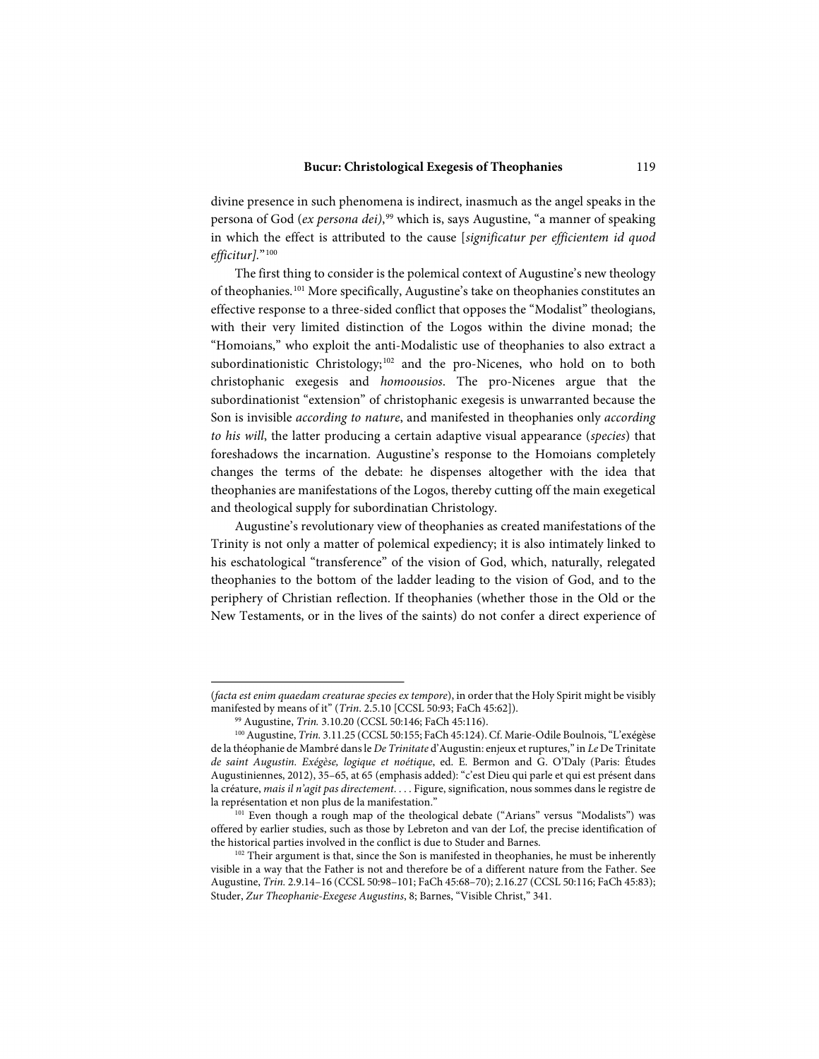divine presence in such phenomena is indirect, inasmuch as the angel speaks in the persona of God (*ex persona dei*),[99] which is, says Augustine, "a manner of speaking in which the effect is attributed to the cause [*significatur per efficientem id quod efficitur].*"[100]

The first thing to consider is the polemical context of Augustine's new theology of theophanies.[101] More specifically, Augustine's take on theophanies constitutes an effective response to a three-sided conflict that opposes the "Modalist" theologians, with their very limited distinction of the Logos within the divine monad; the "Homoians," who exploit the anti-Modalistic use of theophanies to also extract a subordinationistic Christology;[102] and the pro-Nicenes, who hold on to both christophanic exegesis and *homoousios*. The pro-Nicenes argue that the subordinationist "extension" of christophanic exegesis is unwarranted because the Son is invisible *according to nature*, and manifested in theophanies only *according to his will*, the latter producing a certain adaptive visual appearance (*species*) that foreshadows the incarnation. Augustine's response to the Homoians completely changes the terms of the debate: he dispenses altogether with the idea that theophanies are manifestations of the Logos, thereby cutting off the main exegetical and theological supply for subordinatian Christology.

Augustine's revolutionary view of theophanies as created manifestations of the Trinity is not only a matter of polemical expediency; it is also intimately linked to his eschatological "transference" of the vision of God, which, naturally, relegated theophanies to the bottom of the ladder leading to the vision of God, and to the periphery of Christian reflection. If theophanies (whether those in the Old or the New Testaments, or in the lives of the saints) do not confer a direct experience of

---

(*facta est enim quaedam creaturae species ex tempore*), in order that the Holy Spirit might be visibly manifested by means of it" (*Trin.* 2.5.10 [CCSL 50:93; FaCh 45:62]).

[99] Augustine, *Trin.* 3.10.20 (CCSL 50:146; FaCh 45:116).

[100] Augustine, *Trin.* 3.11.25 (CCSL 50:155; FaCh 45:124). Cf. Marie-Odile Boulnois, "L'exégèse de la théophanie de Mambré dans le *De Trinitate* d'Augustin: enjeux et ruptures," in *Le* De Trinitate *de saint Augustin. Exégèse, logique et noétique*, ed. E. Bermon and G. O'Daly (Paris: Études Augustiniennes, 2012), 35–65, at 65 (emphasis added): "c'est Dieu qui parle et qui est présent dans la créature, *mais il n'agit pas directement*. . . . Figure, signification, nous sommes dans le registre de la représentation et non plus de la manifestation."

[101] Even though a rough map of the theological debate ("Arians" versus "Modalists") was offered by earlier studies, such as those by Lebreton and van der Lof, the precise identification of the historical parties involved in the conflict is due to Studer and Barnes.

[102] Their argument is that, since the Son is manifested in theophanies, he must be inherently visible in a way that the Father is not and therefore be of a different nature from the Father. See Augustine, *Trin.* 2.9.14–16 (CCSL 50:98–101; FaCh 45:68–70); 2.16.27 (CCSL 50:116; FaCh 45:83); Studer, *Zur Theophanie-Exegese Augustins*, 8; Barnes, "Visible Christ," 341.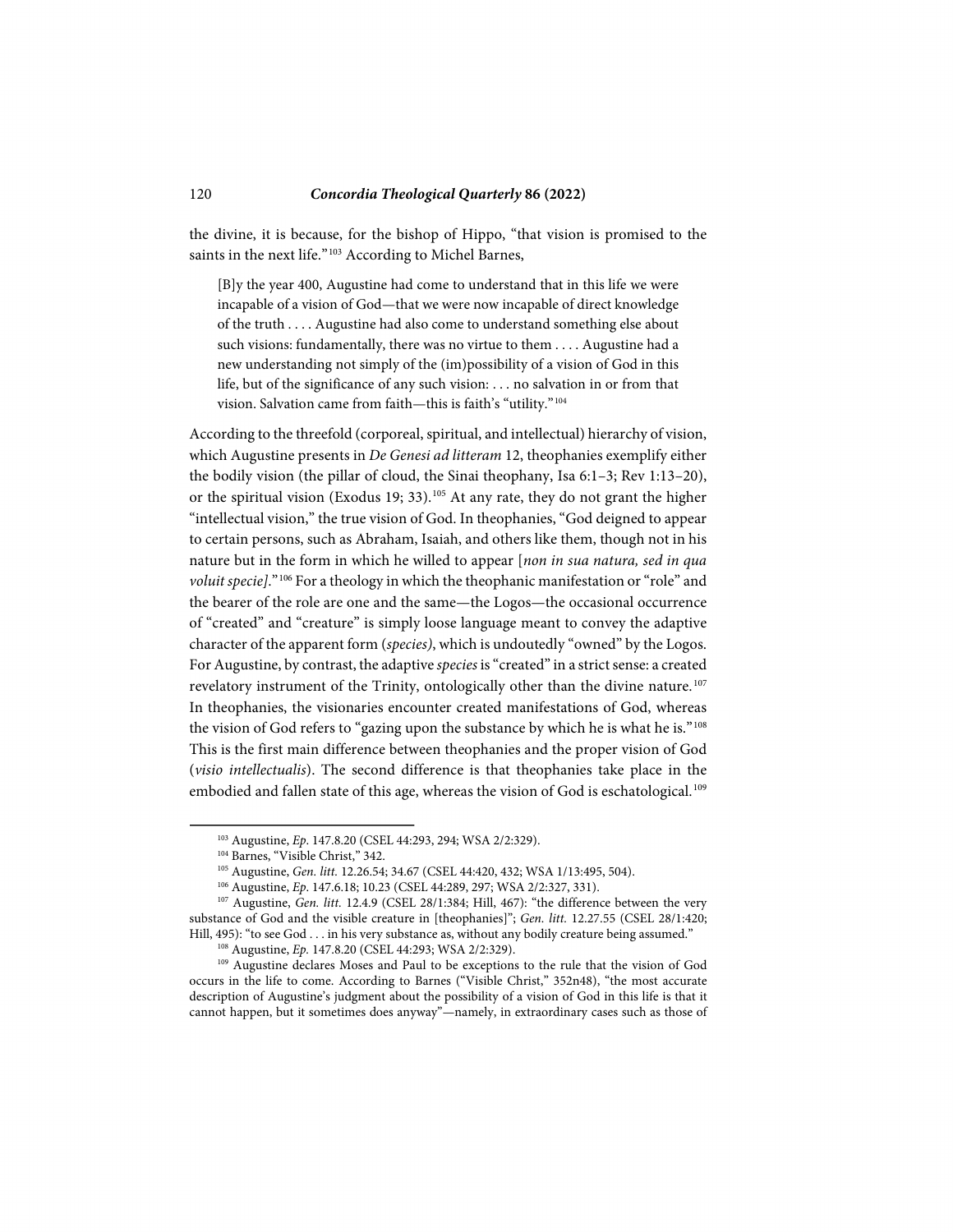the divine, it is because, for the bishop of Hippo, "that vision is promised to the saints in the next life."[103] According to Michel Barnes,

> [B]y the year 400, Augustine had come to understand that in this life we were incapable of a vision of God—that we were now incapable of direct knowledge of the truth . . . . Augustine had also come to understand something else about such visions: fundamentally, there was no virtue to them . . . . Augustine had a new understanding not simply of the (im)possibility of a vision of God in this life, but of the significance of any such vision: . . . no salvation in or from that vision. Salvation came from faith—this is faith's "utility."[104]

According to the threefold (corporeal, spiritual, and intellectual) hierarchy of vision, which Augustine presents in *De Genesi ad litteram* 12, theophanies exemplify either the bodily vision (the pillar of cloud, the Sinai theophany, Isa 6:1–3; Rev 1:13–20), or the spiritual vision (Exodus 19; 33).[105] At any rate, they do not grant the higher "intellectual vision," the true vision of God. In theophanies, "God deigned to appear to certain persons, such as Abraham, Isaiah, and others like them, though not in his nature but in the form in which he willed to appear [*non in sua natura, sed in qua voluit specie]*."[106] For a theology in which the theophanic manifestation or "role" and the bearer of the role are one and the same—the Logos—the occasional occurrence of "created" and "creature" is simply loose language meant to convey the adaptive character of the apparent form (*species)*, which is undoutedly "owned" by the Logos. For Augustine, by contrast, the adaptive *species* is "created" in a strict sense: a created revelatory instrument of the Trinity, ontologically other than the divine nature.[107] In theophanies, the visionaries encounter created manifestations of God, whereas the vision of God refers to "gazing upon the substance by which he is what he is."[108] This is the first main difference between theophanies and the proper vision of God (*visio intellectualis*). The second difference is that theophanies take place in the embodied and fallen state of this age, whereas the vision of God is eschatological.[109]

---

[103] Augustine, *Ep*. 147.8.20 (CSEL 44:293, 294; WSA 2/2:329).

[104] Barnes, "Visible Christ," 342.

[105] Augustine, *Gen. litt.* 12.26.54; 34.67 (CSEL 44:420, 432; WSA 1/13:495, 504).

[106] Augustine, *Ep*. 147.6.18; 10.23 (CSEL 44:289, 297; WSA 2/2:327, 331).

[107] Augustine, *Gen. litt.* 12.4.9 (CSEL 28/1:384; Hill, 467): "the difference between the very substance of God and the visible creature in [theophanies]"; *Gen. litt.* 12.27.55 (CSEL 28/1:420; Hill, 495): "to see God . . . in his very substance as, without any bodily creature being assumed."

[108] Augustine, *Ep*. 147.8.20 (CSEL 44:293; WSA 2/2:329).

[109] Augustine declares Moses and Paul to be exceptions to the rule that the vision of God occurs in the life to come. According to Barnes ("Visible Christ," 352n48), "the most accurate description of Augustine's judgment about the possibility of a vision of God in this life is that it cannot happen, but it sometimes does anyway"—namely, in extraordinary cases such as those of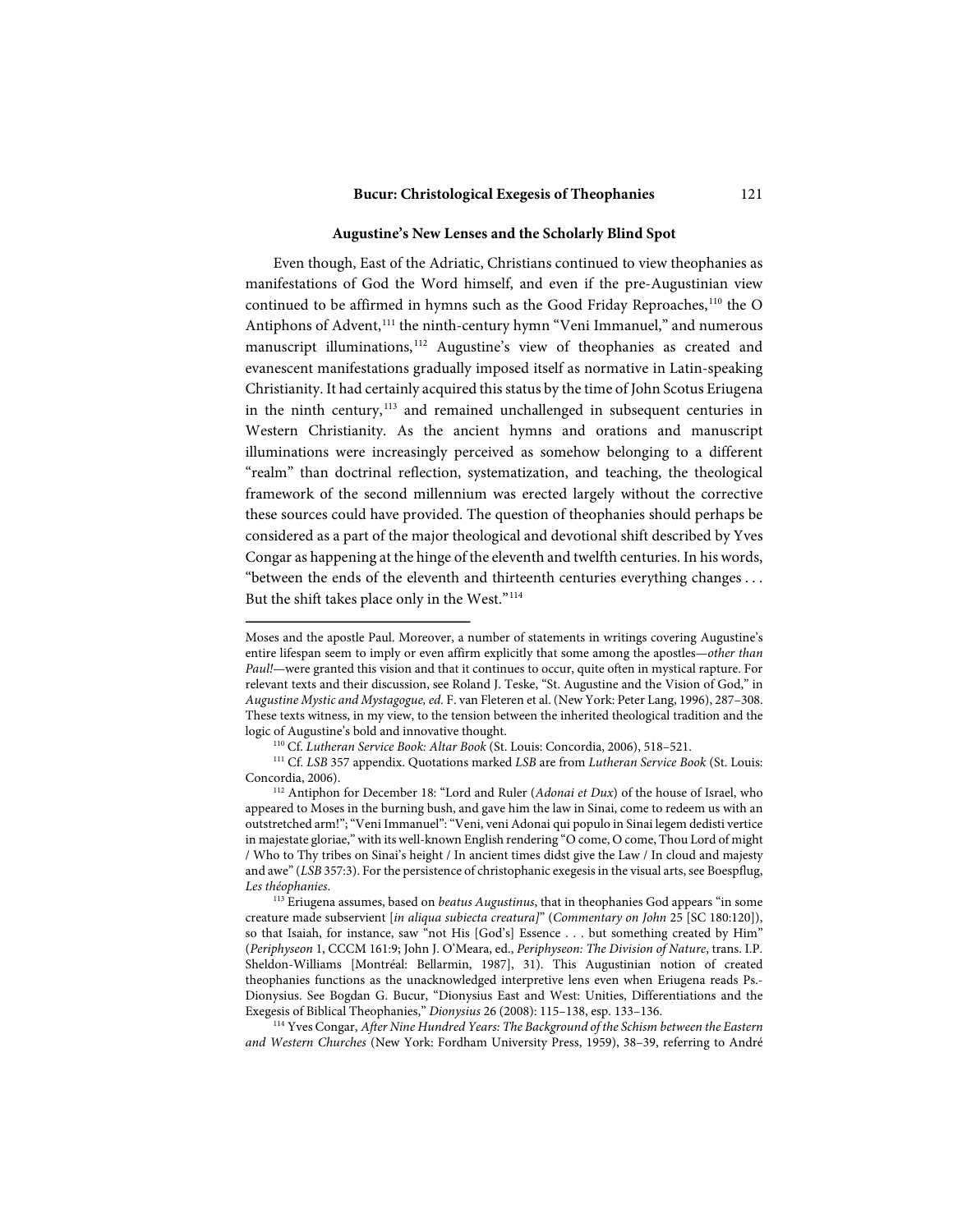### Augustine's New Lenses and the Scholarly Blind Spot

Even though, East of the Adriatic, Christians continued to view theophanies as manifestations of God the Word himself, and even if the pre-Augustinian view continued to be affirmed in hymns such as the Good Friday Reproaches,[110] the O Antiphons of Advent,[111] the ninth-century hymn "Veni Immanuel," and numerous manuscript illuminations,[112] Augustine's view of theophanies as created and evanescent manifestations gradually imposed itself as normative in Latin-speaking Christianity. It had certainly acquired this status by the time of John Scotus Eriugena in the ninth century,[113] and remained unchallenged in subsequent centuries in Western Christianity. As the ancient hymns and orations and manuscript illuminations were increasingly perceived as somehow belonging to a different "realm" than doctrinal reflection, systematization, and teaching, the theological framework of the second millennium was erected largely without the corrective these sources could have provided. The question of theophanies should perhaps be considered as a part of the major theological and devotional shift described by Yves Congar as happening at the hinge of the eleventh and twelfth centuries. In his words, "between the ends of the eleventh and thirteenth centuries everything changes . . . But the shift takes place only in the West."[114]

---

Moses and the apostle Paul. Moreover, a number of statements in writings covering Augustine's entire lifespan seem to imply or even affirm explicitly that some among the apostles—*other than Paul!*—were granted this vision and that it continues to occur, quite often in mystical rapture. For relevant texts and their discussion, see Roland J. Teske, "St. Augustine and the Vision of God," in *Augustine Mystic and Mystagogue, ed.* F. van Fleteren et al. (New York: Peter Lang, 1996), 287–308. These texts witness, in my view, to the tension between the inherited theological tradition and the logic of Augustine's bold and innovative thought.

[110] Cf. *Lutheran Service Book: Altar Book* (St. Louis: Concordia, 2006), 518–521.

[111] Cf. *LSB* 357 appendix. Quotations marked *LSB* are from *Lutheran Service Book* (St. Louis: Concordia, 2006).

[112] Antiphon for December 18: "Lord and Ruler (*Adonai et Dux*) of the house of Israel, who appeared to Moses in the burning bush, and gave him the law in Sinai, come to redeem us with an outstretched arm!"; "Veni Immanuel": "Veni, veni Adonai qui populo in Sinai legem dedisti vertice in majestate gloriae," with its well-known English rendering "O come, O come, Thou Lord of might / Who to Thy tribes on Sinai's height / In ancient times didst give the Law / In cloud and majesty and awe" (*LSB* 357:3). For the persistence of christophanic exegesis in the visual arts, see Boespflug, *Les théophanies*.

[113] Eriugena assumes, based on *beatus Augustinus*, that in theophanies God appears "in some creature made subservient [*in aliqua subiecta creatura]*" (*Commentary on John* 25 [SC 180:120]), so that Isaiah, for instance, saw "not His [God's] Essence . . . but something created by Him" (*Periphyseon* 1, CCCM 161:9; John J. O'Meara, ed., *Periphyseon: The Division of Nature*, trans. I.P. Sheldon-Williams [Montréal: Bellarmin, 1987], 31). This Augustinian notion of created theophanies functions as the unacknowledged interpretive lens even when Eriugena reads Ps.-Dionysius. See Bogdan G. Bucur, "Dionysius East and West: Unities, Differentiations and the Exegesis of Biblical Theophanies," *Dionysius* 26 (2008): 115–138, esp. 133–136.

[114] Yves Congar, *After Nine Hundred Years: The Background of the Schism between the Eastern and Western Churches* (New York: Fordham University Press, 1959), 38–39, referring to André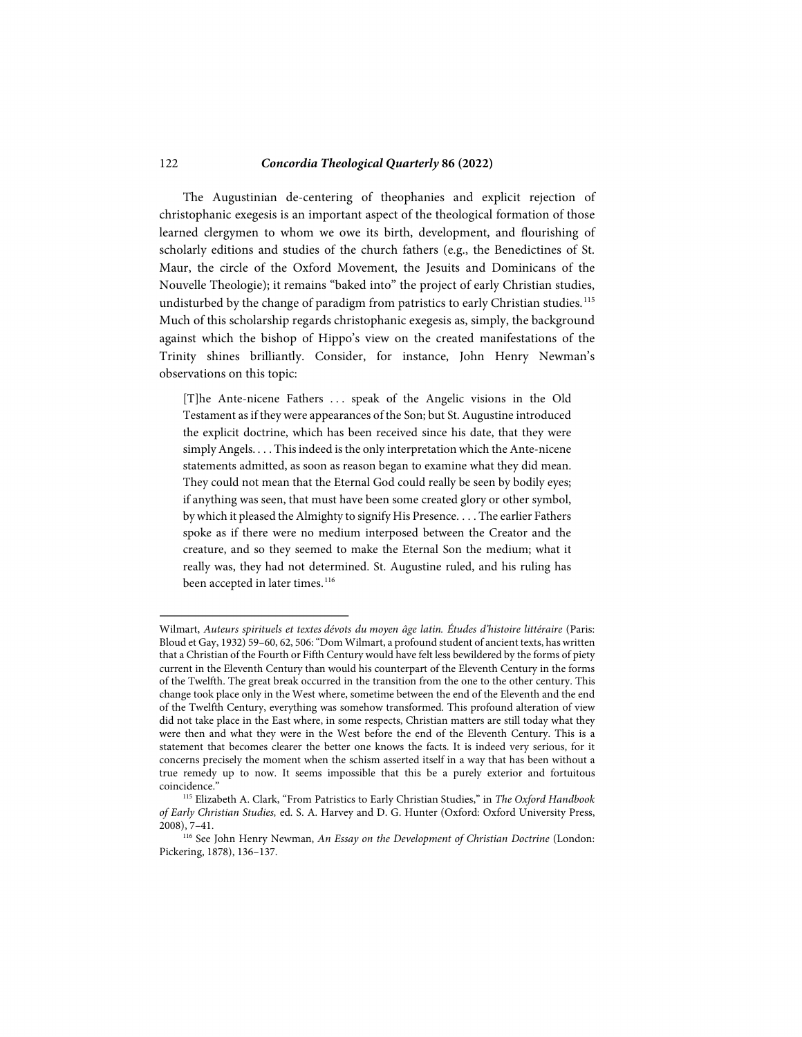The Augustinian de-centering of theophanies and explicit rejection of christophanic exegesis is an important aspect of the theological formation of those learned clergymen to whom we owe its birth, development, and flourishing of scholarly editions and studies of the church fathers (e.g., the Benedictines of St. Maur, the circle of the Oxford Movement, the Jesuits and Dominicans of the Nouvelle Theologie); it remains "baked into" the project of early Christian studies, undisturbed by the change of paradigm from patristics to early Christian studies.[115] Much of this scholarship regards christophanic exegesis as, simply, the background against which the bishop of Hippo's view on the created manifestations of the Trinity shines brilliantly. Consider, for instance, John Henry Newman's observations on this topic:

> [T]he Ante-nicene Fathers . . . speak of the Angelic visions in the Old Testament as if they were appearances of the Son; but St. Augustine introduced the explicit doctrine, which has been received since his date, that they were simply Angels. . . . This indeed is the only interpretation which the Ante-nicene statements admitted, as soon as reason began to examine what they did mean. They could not mean that the Eternal God could really be seen by bodily eyes; if anything was seen, that must have been some created glory or other symbol, by which it pleased the Almighty to signify His Presence. . . . The earlier Fathers spoke as if there were no medium interposed between the Creator and the creature, and so they seemed to make the Eternal Son the medium; what it really was, they had not determined. St. Augustine ruled, and his ruling has been accepted in later times.[116]

---

Wilmart, *Auteurs spirituels et textes dévots du moyen âge latin. Études d'histoire littéraire* (Paris: Bloud et Gay, 1932) 59–60, 62, 506: "Dom Wilmart, a profound student of ancient texts, has written that a Christian of the Fourth or Fifth Century would have felt less bewildered by the forms of piety current in the Eleventh Century than would his counterpart of the Eleventh Century in the forms of the Twelfth. The great break occurred in the transition from the one to the other century. This change took place only in the West where, sometime between the end of the Eleventh and the end of the Twelfth Century, everything was somehow transformed. This profound alteration of view did not take place in the East where, in some respects, Christian matters are still today what they were then and what they were in the West before the end of the Eleventh Century. This is a statement that becomes clearer the better one knows the facts. It is indeed very serious, for it concerns precisely the moment when the schism asserted itself in a way that has been without a true remedy up to now. It seems impossible that this be a purely exterior and fortuitous coincidence."

[115] Elizabeth A. Clark, "From Patristics to Early Christian Studies," in *The Oxford Handbook of Early Christian Studies,* ed. S. A. Harvey and D. G. Hunter (Oxford: Oxford University Press, 2008), 7–41.

[116] See John Henry Newman, *An Essay on the Development of Christian Doctrine* (London: Pickering, 1878), 136–137.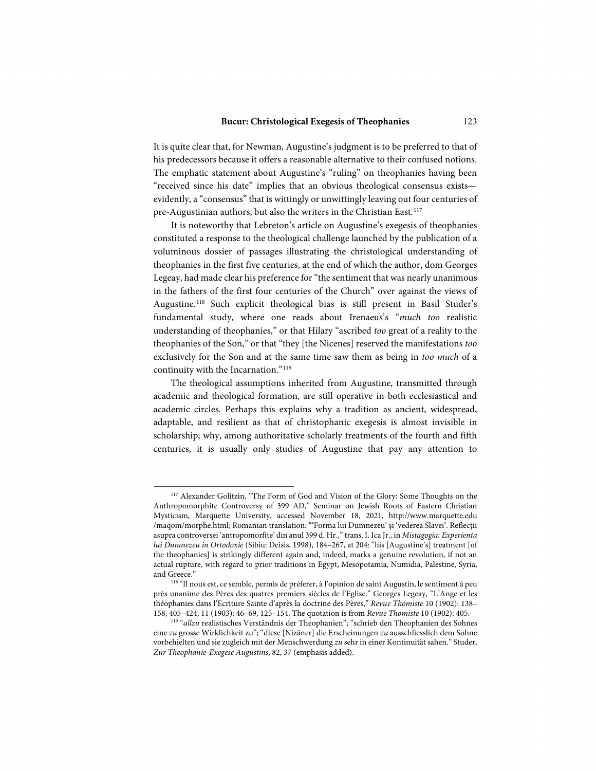It is quite clear that, for Newman, Augustine's judgment is to be preferred to that of his predecessors because it offers a reasonable alternative to their confused notions. The emphatic statement about Augustine's "ruling" on theophanies having been "received since his date" implies that an obvious theological consensus exists—evidently, a "consensus" that is wittingly or unwittingly leaving out four centuries of pre-Augustinian authors, but also the writers in the Christian East.[117]

It is noteworthy that Lebreton's article on Augustine's exegesis of theophanies constituted a response to the theological challenge launched by the publication of a voluminous dossier of passages illustrating the christological understanding of theophanies in the first five centuries, at the end of which the author, dom Georges Legeay, had made clear his preference for "the sentiment that was nearly unanimous in the fathers of the first four centuries of the Church" over against the views of Augustine.[118] Such explicit theological bias is still present in Basil Studer's fundamental study, where one reads about Irenaeus's "*much too* realistic understanding of theophanies," or that Hilary "ascribed *too* great of a reality to the theophanies of the Son," or that "they [the Nicenes] reserved the manifestations *too* exclusively for the Son and at the same time saw them as being in *too much* of a continuity with the Incarnation."[119]

The theological assumptions inherited from Augustine, transmitted through academic and theological formation, are still operative in both ecclesiastical and academic circles. Perhaps this explains why a tradition as ancient, widespread, adaptable, and resilient as that of christophanic exegesis is almost invisible in scholarship; why, among authoritative scholarly treatments of the fourth and fifth centuries, it is usually only studies of Augustine that pay any attention to

---

[117] Alexander Golitzin, "The Form of God and Vision of the Glory: Some Thoughts on the Anthropomorphite Controversy of 399 AD," Seminar on Jewish Roots of Eastern Christian Mysticism, Marquette University, accessed November 18, 2021, http://www.marquette.edu/maqom/morphe.html; Romanian translation: "'Forma lui Dumnezeu' și 'vederea Slavei'. Reflecții asupra controversei 'antropomorfite' din anul 399 d. Hr.," trans. I. Ica Jr., in *Mistagogia: Experienta lui Dumnezeu in Ortodoxie* (Sibiu: Deisis, 1998), 184–267, at 204: "his [Augustine's] treatment [of the theophanies] is strikingly different again and, indeed, marks a genuine revolution, if not an actual rupture, with regard to prior traditions in Egypt, Mesopotamia, Numidia, Palestine, Syria, and Greece."

[118] "Il nous est, ce semble, permis de préferer, à l'opinion de saint Augustin, le sentiment à peu près unanime des Pères des quatres premiers siècles de l'Eglise." Georges Legeay, "L'Ange et les théophanies dans l'Ecriture Sainte d'après la doctrine des Pères," *Revue Thomiste* 10 (1902): 138–158, 405–424; 11 (1903): 46–69, 125–154. The quotation is from *Revue Thomiste* 10 (1902): 405.

[119] "*allzu* realistisches Verständnis der Theophanien"; "schrieb den Theophanien des Sohnes eine *zu* grosse Wirklichkeit zu"; "diese [Nizäner] die Erscheinungen *zu* ausschliesslich dem Sohne vorbehielten und sie zugleich mit der Menschwerdung *zu* sehr in einer Kontinuität sahen." Studer, *Zur Theophanie-Exegese Augustins*, 82, 37 (emphasis added).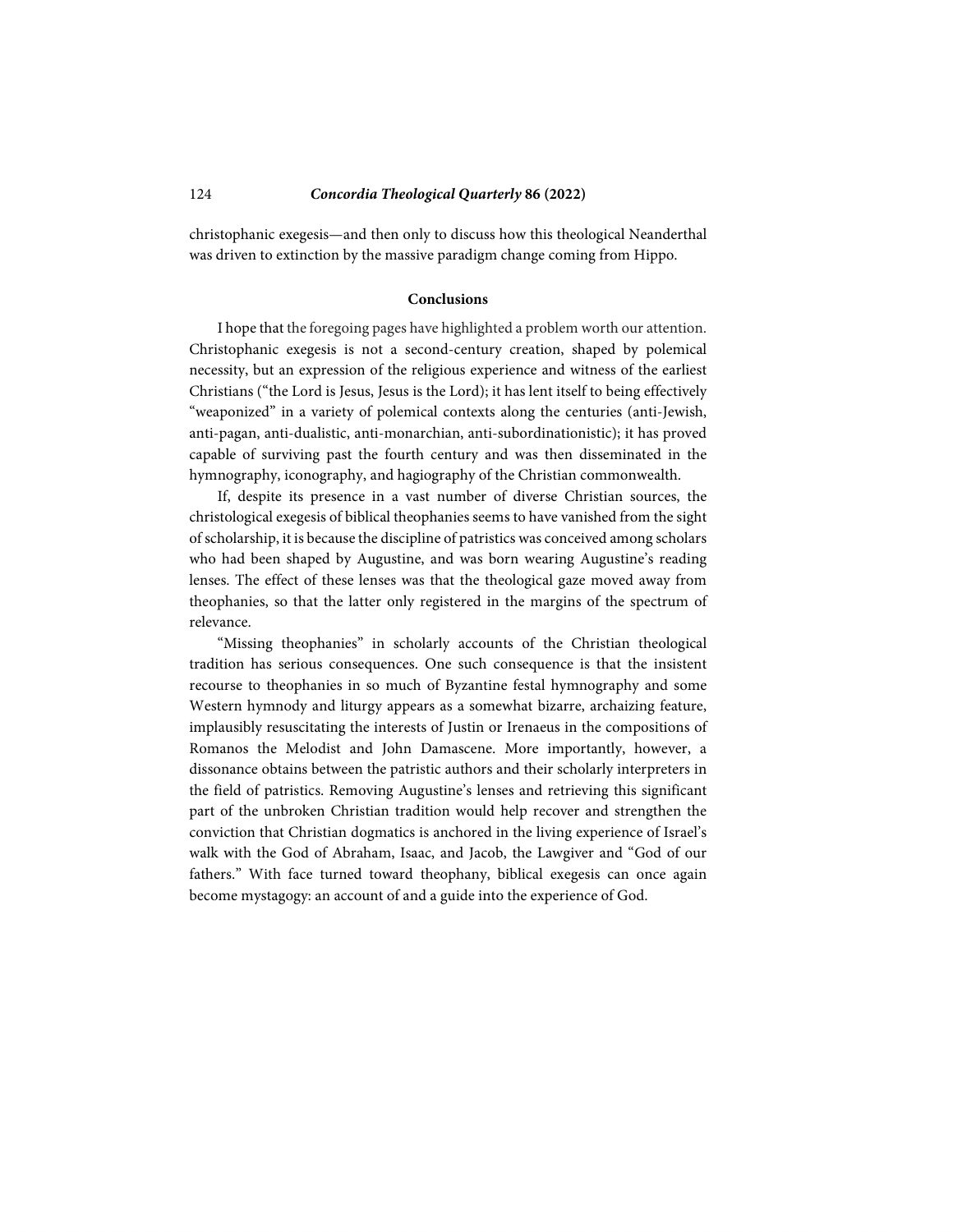christophanic exegesis—and then only to discuss how this theological Neanderthal was driven to extinction by the massive paradigm change coming from Hippo.

## Conclusions

I hope that the foregoing pages have highlighted a problem worth our attention. Christophanic exegesis is not a second-century creation, shaped by polemical necessity, but an expression of the religious experience and witness of the earliest Christians ("the Lord is Jesus, Jesus is the Lord); it has lent itself to being effectively "weaponized" in a variety of polemical contexts along the centuries (anti-Jewish, anti-pagan, anti-dualistic, anti-monarchian, anti-subordinationistic); it has proved capable of surviving past the fourth century and was then disseminated in the hymnography, iconography, and hagiography of the Christian commonwealth.

If, despite its presence in a vast number of diverse Christian sources, the christological exegesis of biblical theophanies seems to have vanished from the sight of scholarship, it is because the discipline of patristics was conceived among scholars who had been shaped by Augustine, and was born wearing Augustine's reading lenses. The effect of these lenses was that the theological gaze moved away from theophanies, so that the latter only registered in the margins of the spectrum of relevance.

"Missing theophanies" in scholarly accounts of the Christian theological tradition has serious consequences. One such consequence is that the insistent recourse to theophanies in so much of Byzantine festal hymnography and some Western hymnody and liturgy appears as a somewhat bizarre, archaizing feature, implausibly resuscitating the interests of Justin or Irenaeus in the compositions of Romanos the Melodist and John Damascene. More importantly, however, a dissonance obtains between the patristic authors and their scholarly interpreters in the field of patristics. Removing Augustine's lenses and retrieving this significant part of the unbroken Christian tradition would help recover and strengthen the conviction that Christian dogmatics is anchored in the living experience of Israel's walk with the God of Abraham, Isaac, and Jacob, the Lawgiver and "God of our fathers." With face turned toward theophany, biblical exegesis can once again become mystagogy: an account of and a guide into the experience of God.